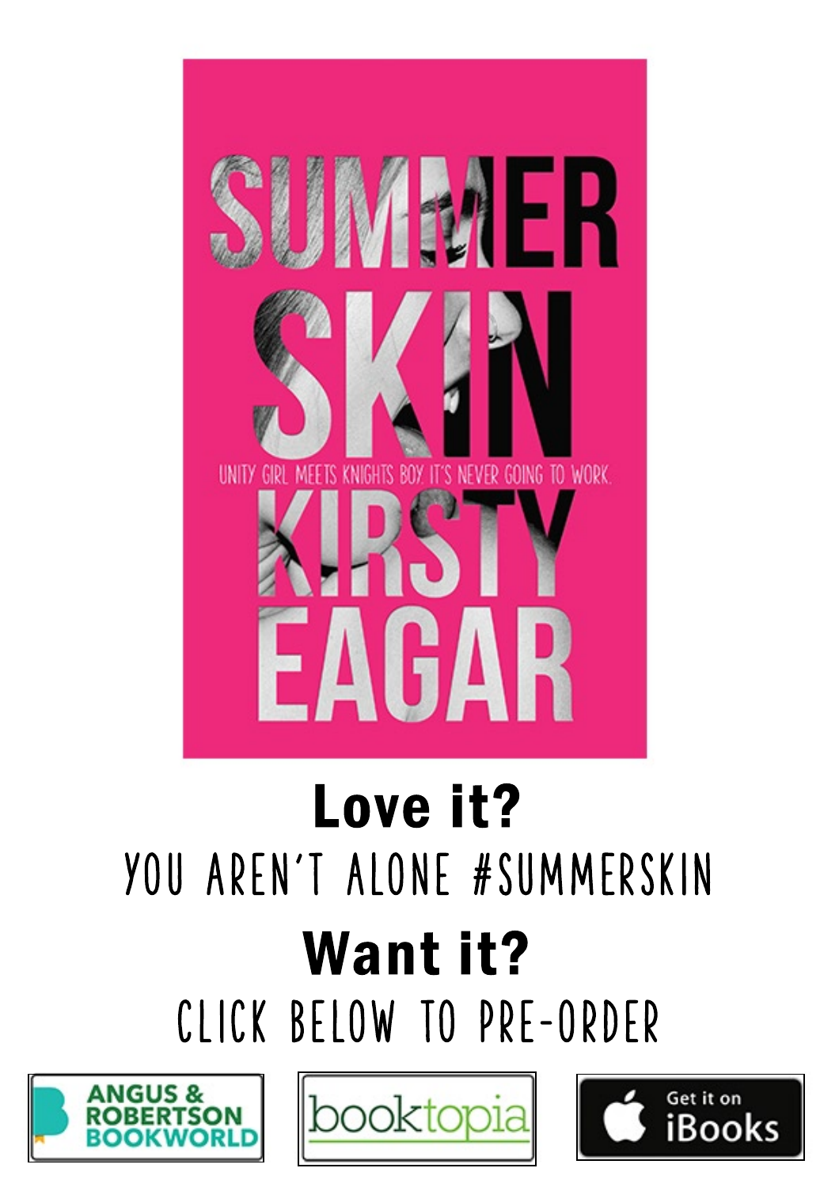# SUMMER SKIN

UNITY GIRL MEETS KNIGHTS BOY. IT'S NEVER GOING TO WORK.

KIRSTY EAGAR

## Love it?

YOU AREN'T ALONE #SUMMERSKIN

## Want it?

CLICK BELOW TO PRE-ORDER

ANGUS & ROBERTSON BOOKWORLD | booktopia | Get it on iBooks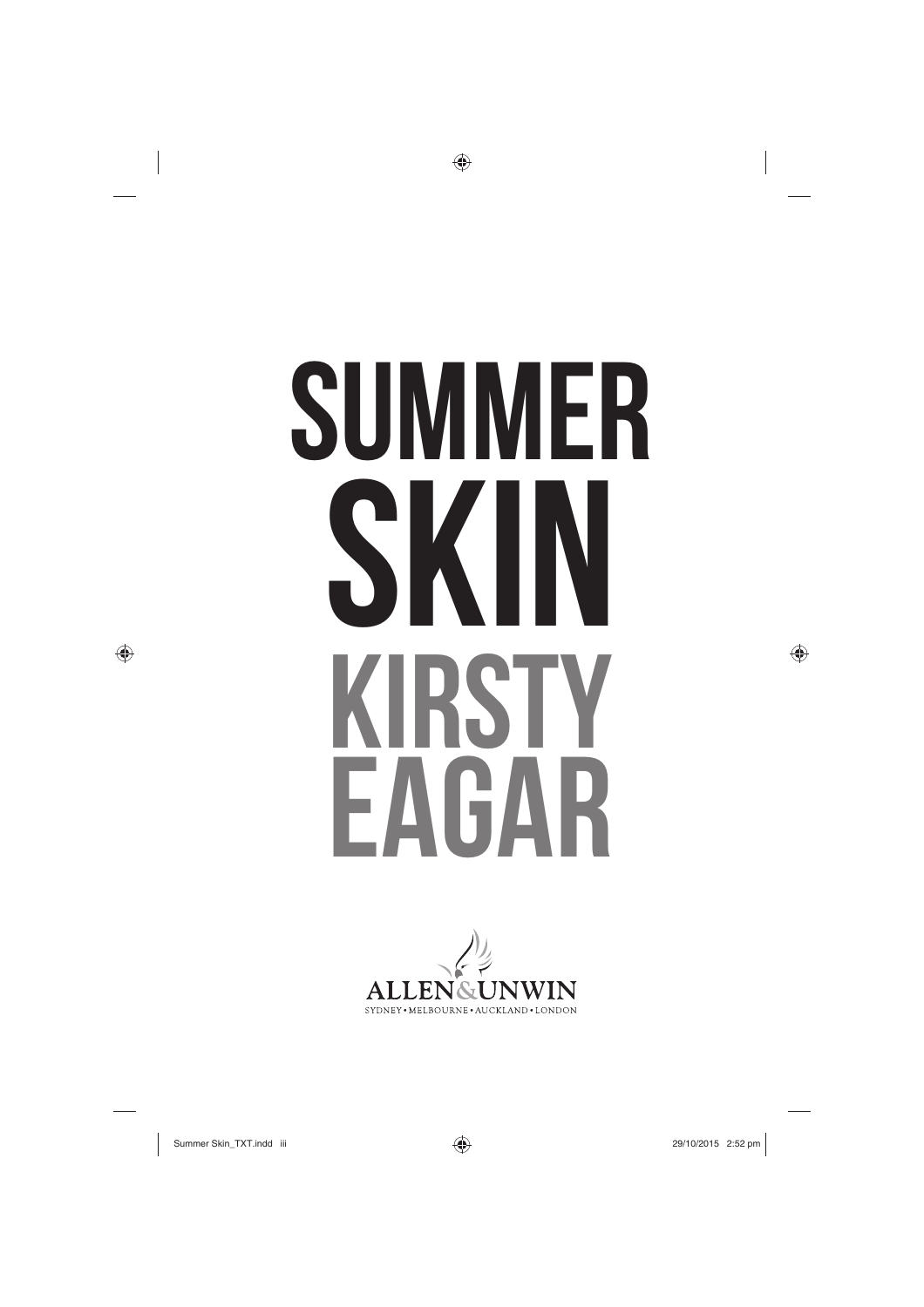# SUMMER SKIN

## KIRSTY EAGAR

ALLEN&UNWIN

SYDNEY • MELBOURNE • AUCKLAND • LONDON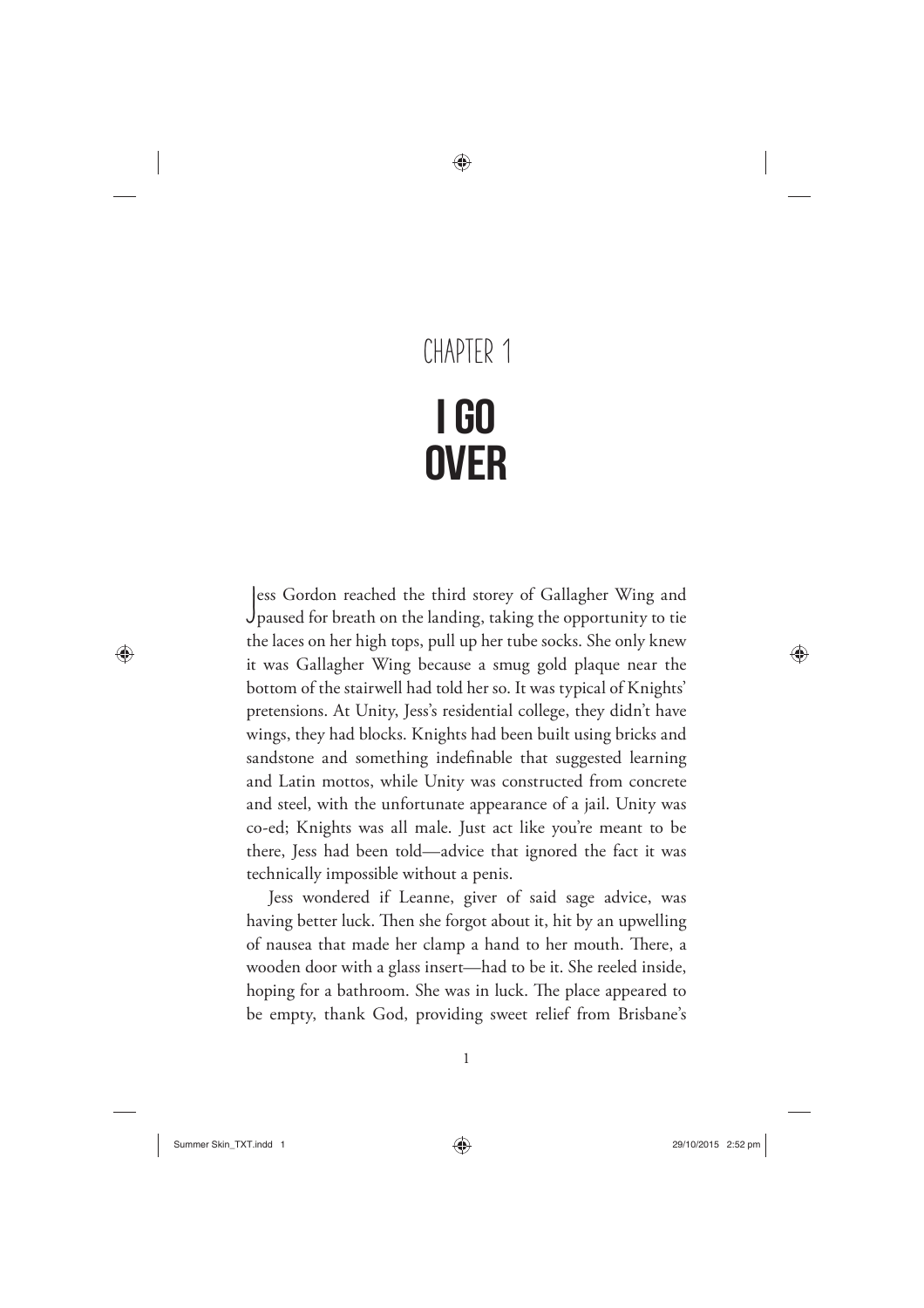# CHAPTER 1

# I GO OVER

Jess Gordon reached the third storey of Gallagher Wing and paused for breath on the landing, taking the opportunity to tie the laces on her high tops, pull up her tube socks. She only knew it was Gallagher Wing because a smug gold plaque near the bottom of the stairwell had told her so. It was typical of Knights' pretensions. At Unity, Jess's residential college, they didn't have wings, they had blocks. Knights had been built using bricks and sandstone and something indefinable that suggested learning and Latin mottos, while Unity was constructed from concrete and steel, with the unfortunate appearance of a jail. Unity was co-ed; Knights was all male. *Just act like you're meant to be there*, Jess had been told—advice that ignored the fact it was technically impossible without a penis.

Jess wondered if Leanne, giver of said sage advice, was having better luck. Then she forgot about it, hit by an upwelling of nausea that made her clamp a hand to her mouth. There, a wooden door with a glass insert—had to be it. She reeled inside, hoping for a bathroom. She was in luck. The place appeared to be empty, thank God, providing sweet relief from Brisbane's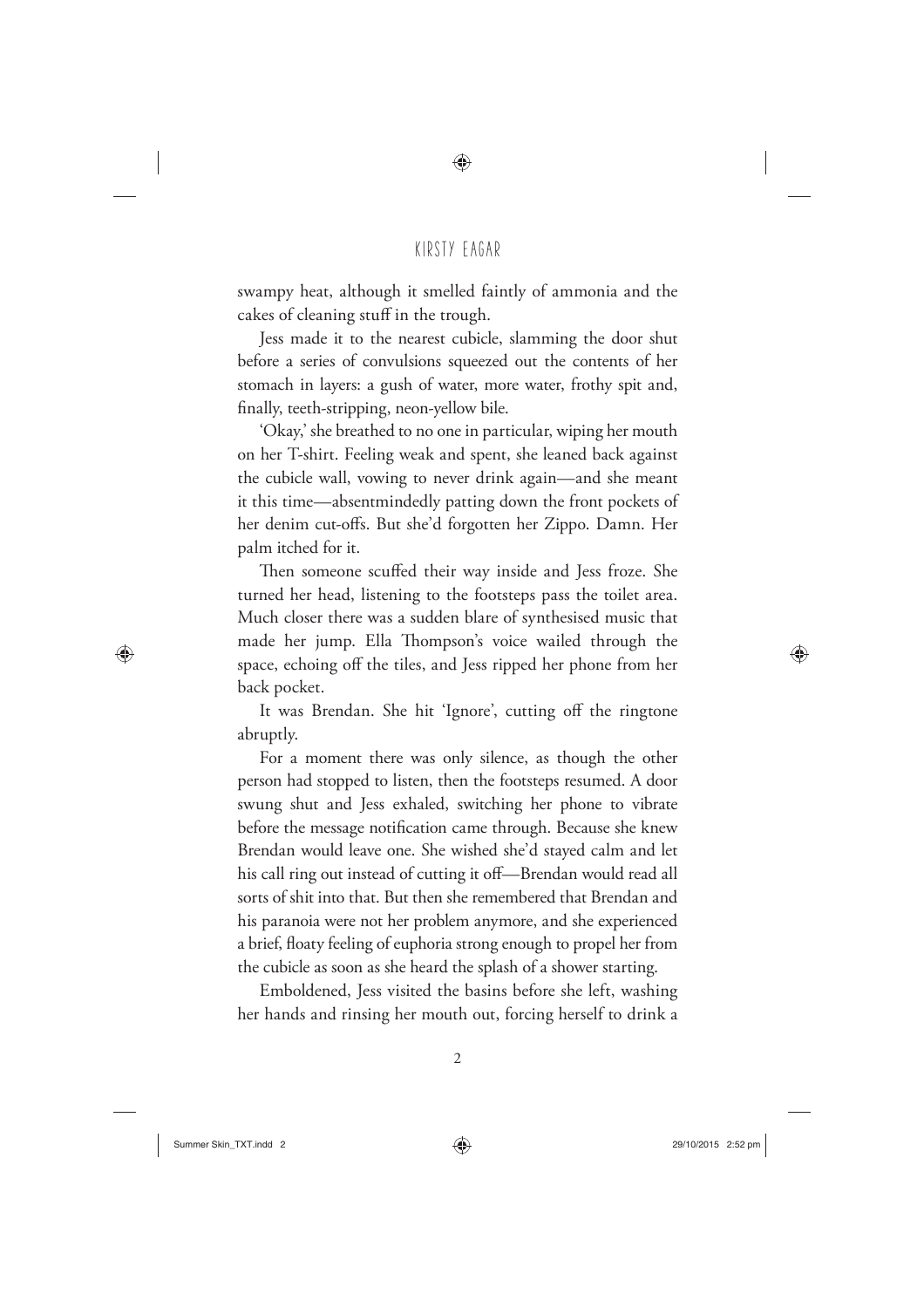swampy heat, although it smelled faintly of ammonia and the cakes of cleaning stuff in the trough.

Jess made it to the nearest cubicle, slamming the door shut before a series of convulsions squeezed out the contents of her stomach in layers: a gush of water, more water, frothy spit and, finally, teeth-stripping, neon-yellow bile.

'Okay,' she breathed to no one in particular, wiping her mouth on her T-shirt. Feeling weak and spent, she leaned back against the cubicle wall, vowing to never drink again—and she meant it this time—absentmindedly patting down the front pockets of her denim cut-offs. But she'd forgotten her Zippo. Damn. Her palm itched for it.

Then someone scuffed their way inside and Jess froze. She turned her head, listening to the footsteps pass the toilet area. Much closer there was a sudden blare of synthesised music that made her jump. Ella Thompson's voice wailed through the space, echoing off the tiles, and Jess ripped her phone from her back pocket.

It was Brendan. She hit 'Ignore', cutting off the ringtone abruptly.

For a moment there was only silence, as though the other person had stopped to listen, then the footsteps resumed. A door swung shut and Jess exhaled, switching her phone to vibrate before the message notification came through. Because she knew Brendan would leave one. She wished she'd stayed calm and let his call ring out instead of cutting it off—Brendan would read all sorts of shit into that. But then she remembered that Brendan and his paranoia were not her problem anymore, and she experienced a brief, floaty feeling of euphoria strong enough to propel her from the cubicle as soon as she heard the splash of a shower starting.

Emboldened, Jess visited the basins before she left, washing her hands and rinsing her mouth out, forcing herself to drink a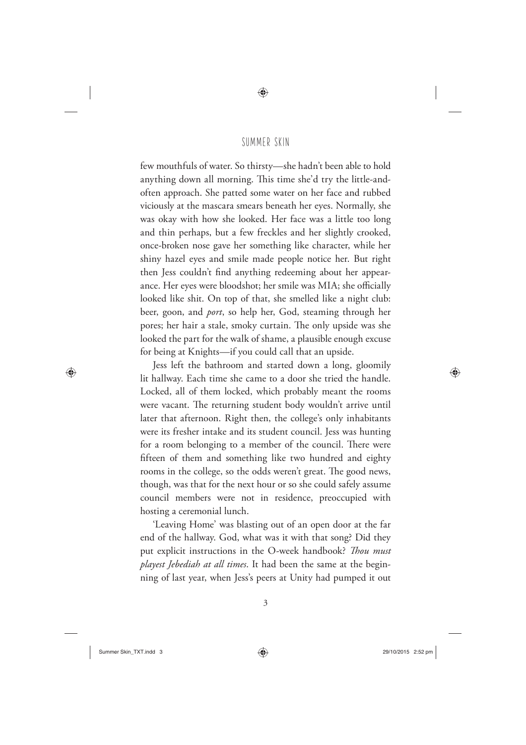few mouthfuls of water. So thirsty—she hadn't been able to hold anything down all morning. This time she'd try the little-and-often approach. She patted some water on her face and rubbed viciously at the mascara smears beneath her eyes. Normally, she was okay with how she looked. Her face was a little too long and thin perhaps, but a few freckles and her slightly crooked, once-broken nose gave her something like character, while her shiny hazel eyes and smile made people notice her. But right then Jess couldn't find anything redeeming about her appearance. Her eyes were bloodshot; her smile was MIA; she officially looked like shit. On top of that, she smelled like a night club: beer, goon, and *port*, so help her, God, steaming through her pores; her hair a stale, smoky curtain. The only upside was she looked the part for the walk of shame, a plausible enough excuse for being at Knights—if you could call that an upside.

Jess left the bathroom and started down a long, gloomily lit hallway. Each time she came to a door she tried the handle. Locked, all of them locked, which probably meant the rooms were vacant. The returning student body wouldn't arrive until later that afternoon. Right then, the college's only inhabitants were its fresher intake and its student council. Jess was hunting for a room belonging to a member of the council. There were fifteen of them and something like two hundred and eighty rooms in the college, so the odds weren't great. The good news, though, was that for the next hour or so she could safely assume council members were not in residence, preoccupied with hosting a ceremonial lunch.

'Leaving Home' was blasting out of an open door at the far end of the hallway. God, what was it with that song? Did they put explicit instructions in the O-week handbook? *Thou must playest Jebediah at all times*. It had been the same at the beginning of last year, when Jess's peers at Unity had pumped it out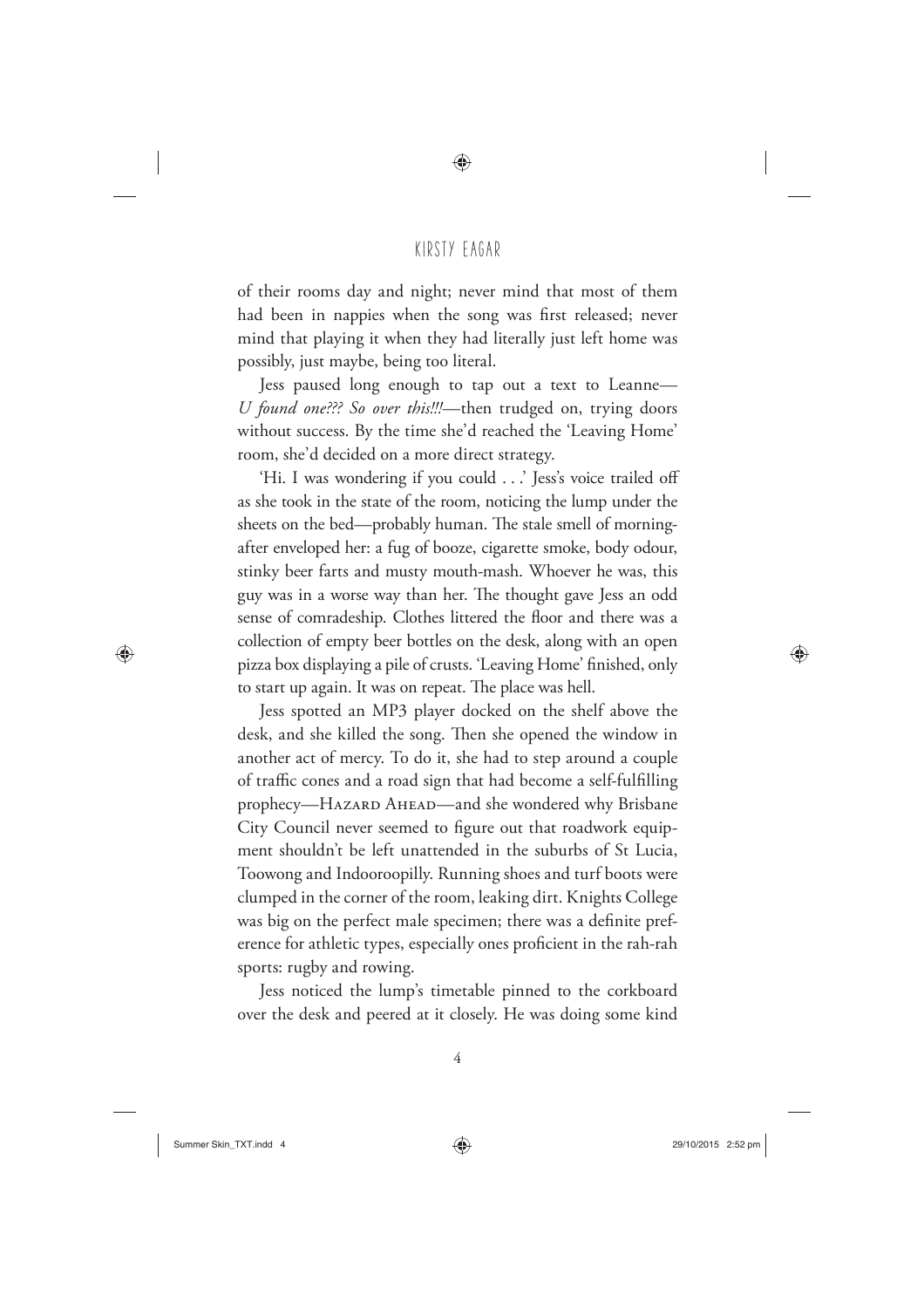of their rooms day and night; never mind that most of them had been in nappies when the song was first released; never mind that playing it when they had literally just left home was possibly, just maybe, being too literal.

Jess paused long enough to tap out a text to Leanne—*U found one??? So over this!!!*—then trudged on, trying doors without success. By the time she'd reached the 'Leaving Home' room, she'd decided on a more direct strategy.

'Hi. I was wondering if you could . . .' Jess's voice trailed off as she took in the state of the room, noticing the lump under the sheets on the bed—probably human. The stale smell of morning-after enveloped her: a fug of booze, cigarette smoke, body odour, stinky beer farts and musty mouth-mash. Whoever he was, this guy was in a worse way than her. The thought gave Jess an odd sense of comradeship. Clothes littered the floor and there was a collection of empty beer bottles on the desk, along with an open pizza box displaying a pile of crusts. 'Leaving Home' finished, only to start up again. It was on repeat. The place was hell.

Jess spotted an MP3 player docked on the shelf above the desk, and she killed the song. Then she opened the window in another act of mercy. To do it, she had to step around a couple of traffic cones and a road sign that had become a self-fulfilling prophecy—HAZARD AHEAD—and she wondered why Brisbane City Council never seemed to figure out that roadwork equipment shouldn't be left unattended in the suburbs of St Lucia, Toowong and Indooroopilly. Running shoes and turf boots were clumped in the corner of the room, leaking dirt. Knights College was big on the perfect male specimen; there was a definite preference for athletic types, especially ones proficient in the rah-rah sports: rugby and rowing.

Jess noticed the lump's timetable pinned to the corkboard over the desk and peered at it closely. He was doing some kind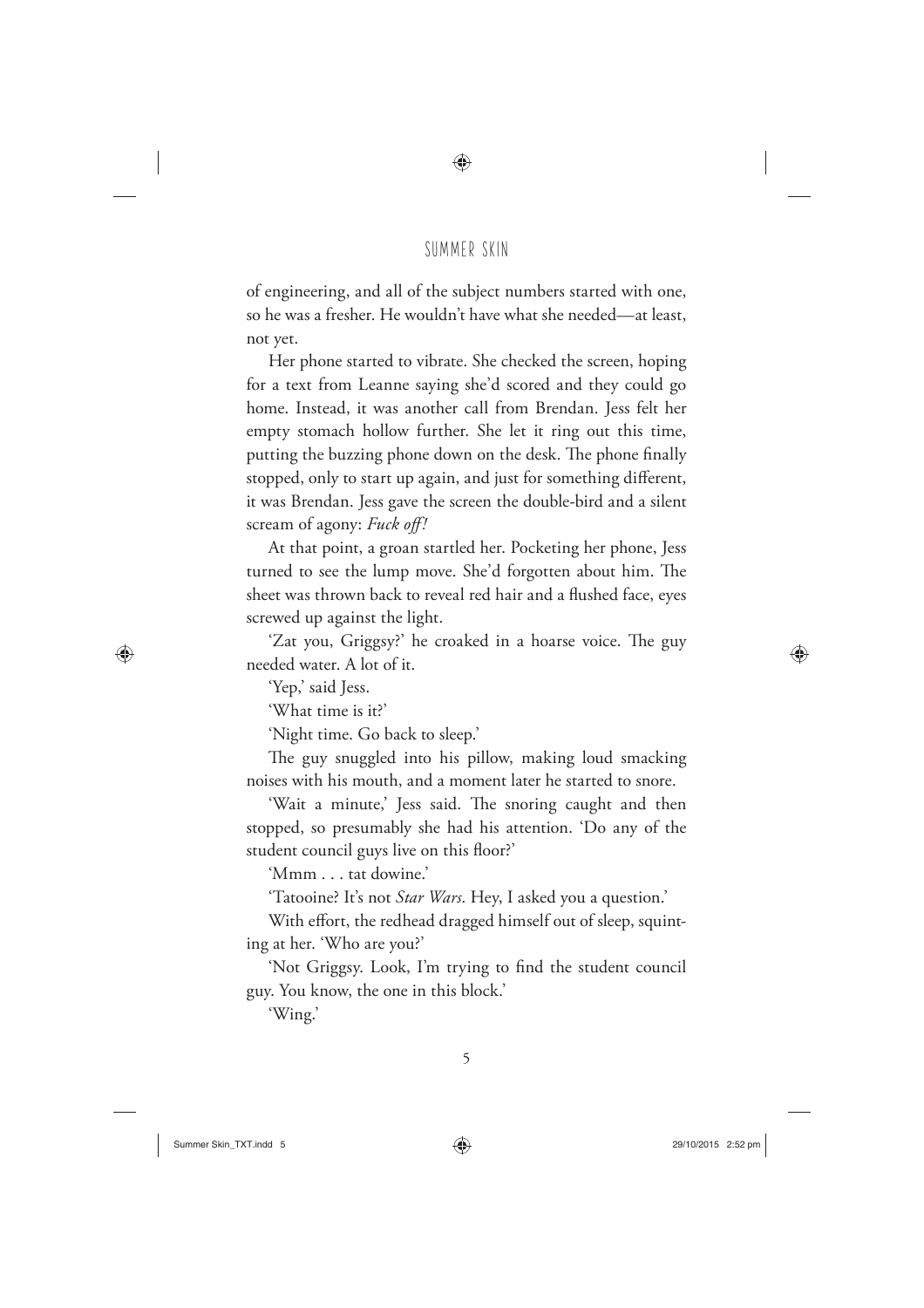of engineering, and all of the subject numbers started with one, so he was a fresher. He wouldn't have what she needed—at least, not yet.

Her phone started to vibrate. She checked the screen, hoping for a text from Leanne saying she'd scored and they could go home. Instead, it was another call from Brendan. Jess felt her empty stomach hollow further. She let it ring out this time, putting the buzzing phone down on the desk. The phone finally stopped, only to start up again, and just for something different, it was Brendan. Jess gave the screen the double-bird and a silent scream of agony: *Fuck off!*

At that point, a groan startled her. Pocketing her phone, Jess turned to see the lump move. She'd forgotten about him. The sheet was thrown back to reveal red hair and a flushed face, eyes screwed up against the light.

'Zat you, Griggsy?' he croaked in a hoarse voice. The guy needed water. A lot of it.

'Yep,' said Jess.

'What time is it?'

'Night time. Go back to sleep.'

The guy snuggled into his pillow, making loud smacking noises with his mouth, and a moment later he started to snore.

'Wait a minute,' Jess said. The snoring caught and then stopped, so presumably she had his attention. 'Do any of the student council guys live on this floor?'

'Mmm . . . tat dowine.'

'Tatooine? It's not *Star Wars*. Hey, I asked you a question.'

With effort, the redhead dragged himself out of sleep, squinting at her. 'Who are you?'

'Not Griggsy. Look, I'm trying to find the student council guy. You know, the one in this block.'

'Wing.'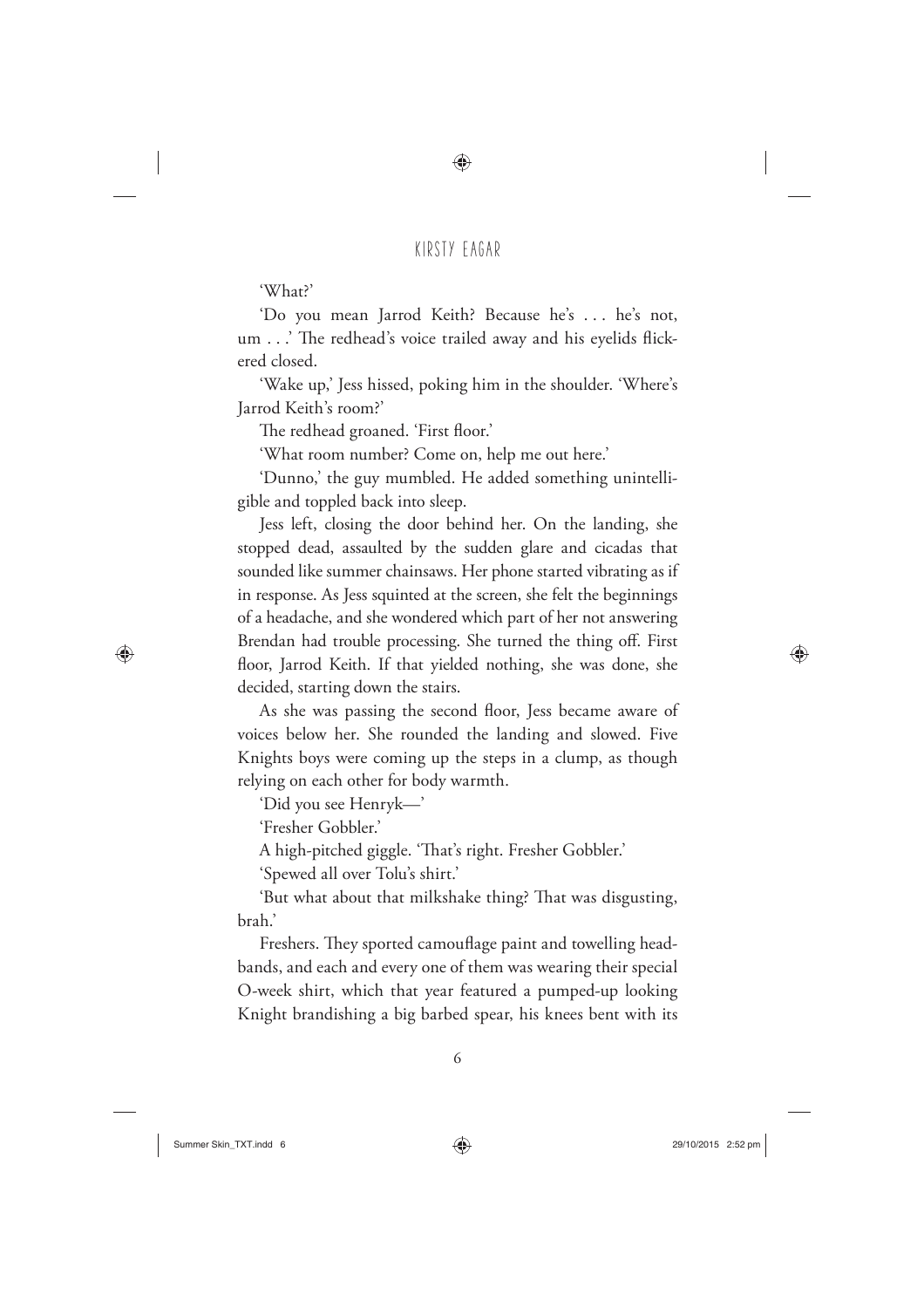'What?'

'Do you mean Jarrod Keith? Because he's . . . he's not, um . . .' The redhead's voice trailed away and his eyelids flickered closed.

'Wake up,' Jess hissed, poking him in the shoulder. 'Where's Jarrod Keith's room?'

The redhead groaned. 'First floor.'

'What room number? Come on, help me out here.'

'Dunno,' the guy mumbled. He added something unintelligible and toppled back into sleep.

Jess left, closing the door behind her. On the landing, she stopped dead, assaulted by the sudden glare and cicadas that sounded like summer chainsaws. Her phone started vibrating as if in response. As Jess squinted at the screen, she felt the beginnings of a headache, and she wondered which part of her not answering Brendan had trouble processing. She turned the thing off. First floor, Jarrod Keith. If that yielded nothing, she was done, she decided, starting down the stairs.

As she was passing the second floor, Jess became aware of voices below her. She rounded the landing and slowed. Five Knights boys were coming up the steps in a clump, as though relying on each other for body warmth.

'Did you see Henryk—'

'Fresher Gobbler.'

A high-pitched giggle. 'That's right. Fresher Gobbler.'

'Spewed all over Tolu's shirt.'

'But what about that milkshake thing? That was disgusting, brah.'

Freshers. They sported camouflage paint and towelling headbands, and each and every one of them was wearing their special O-week shirt, which that year featured a pumped-up looking Knight brandishing a big barbed spear, his knees bent with its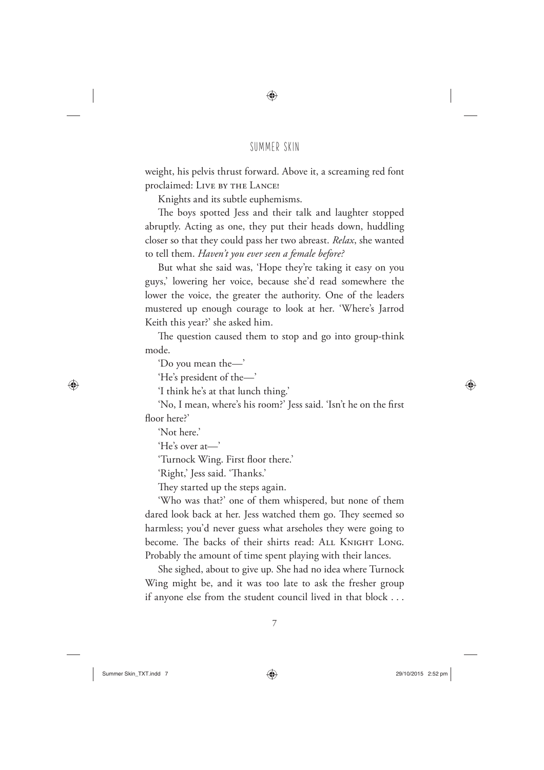weight, his pelvis thrust forward. Above it, a screaming red font proclaimed: LIVE BY THE LANCE!

Knights and its subtle euphemisms.

The boys spotted Jess and their talk and laughter stopped abruptly. Acting as one, they put their heads down, huddling closer so that they could pass her two abreast. *Relax*, she wanted to tell them. *Haven't you ever seen a female before?*

But what she said was, 'Hope they're taking it easy on you guys,' lowering her voice, because she'd read somewhere the lower the voice, the greater the authority. One of the leaders mustered up enough courage to look at her. 'Where's Jarrod Keith this year?' she asked him.

The question caused them to stop and go into group-think mode.

'Do you mean the—'

'He's president of the—'

'I think he's at that lunch thing.'

'No, I mean, where's his room?' Jess said. 'Isn't he on the first floor here?'

'Not here.'

'He's over at—'

'Turnock Wing. First floor there.'

'Right,' Jess said. 'Thanks.'

They started up the steps again.

'Who was that?' one of them whispered, but none of them dared look back at her. Jess watched them go. They seemed so harmless; you'd never guess what arseholes they were going to become. The backs of their shirts read: ALL KNIGHT LONG. Probably the amount of time spent playing with their lances.

She sighed, about to give up. She had no idea where Turnock Wing might be, and it was too late to ask the fresher group if anyone else from the student council lived in that block . . .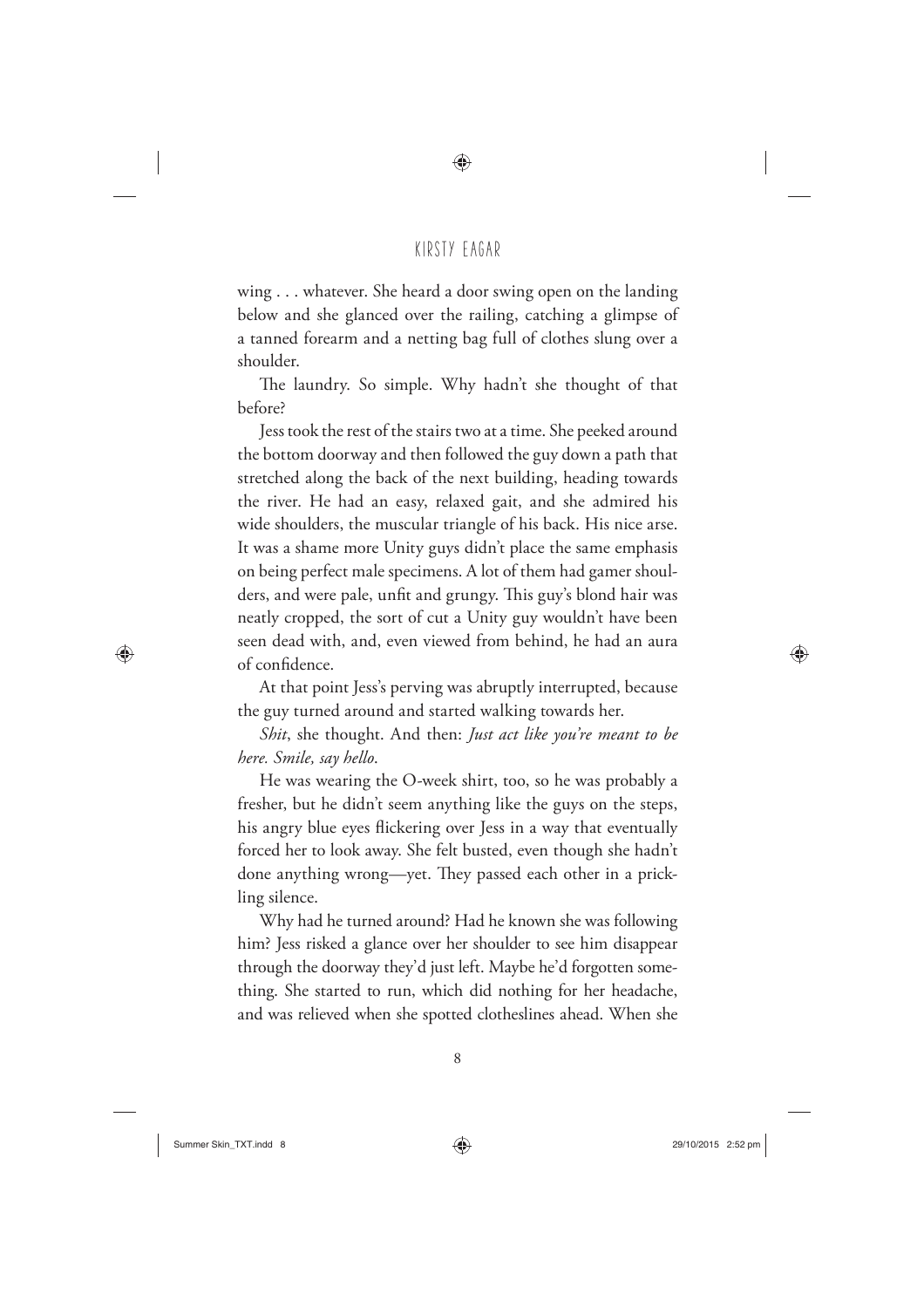wing . . . whatever. She heard a door swing open on the landing below and she glanced over the railing, catching a glimpse of a tanned forearm and a netting bag full of clothes slung over a shoulder.

The laundry. So simple. Why hadn't she thought of that before?

Jess took the rest of the stairs two at a time. She peeked around the bottom doorway and then followed the guy down a path that stretched along the back of the next building, heading towards the river. He had an easy, relaxed gait, and she admired his wide shoulders, the muscular triangle of his back. His nice arse. It was a shame more Unity guys didn't place the same emphasis on being perfect male specimens. A lot of them had gamer shoulders, and were pale, unfit and grungy. This guy's blond hair was neatly cropped, the sort of cut a Unity guy wouldn't have been seen dead with, and, even viewed from behind, he had an aura of confidence.

At that point Jess's perving was abruptly interrupted, because the guy turned around and started walking towards her.

*Shit*, she thought. And then: *Just act like you're meant to be here. Smile, say hello*.

He was wearing the O-week shirt, too, so he was probably a fresher, but he didn't seem anything like the guys on the steps, his angry blue eyes flickering over Jess in a way that eventually forced her to look away. She felt busted, even though she hadn't done anything wrong—yet. They passed each other in a prickling silence.

Why had he turned around? Had he known she was following him? Jess risked a glance over her shoulder to see him disappear through the doorway they'd just left. Maybe he'd forgotten something. She started to run, which did nothing for her headache, and was relieved when she spotted clotheslines ahead. When she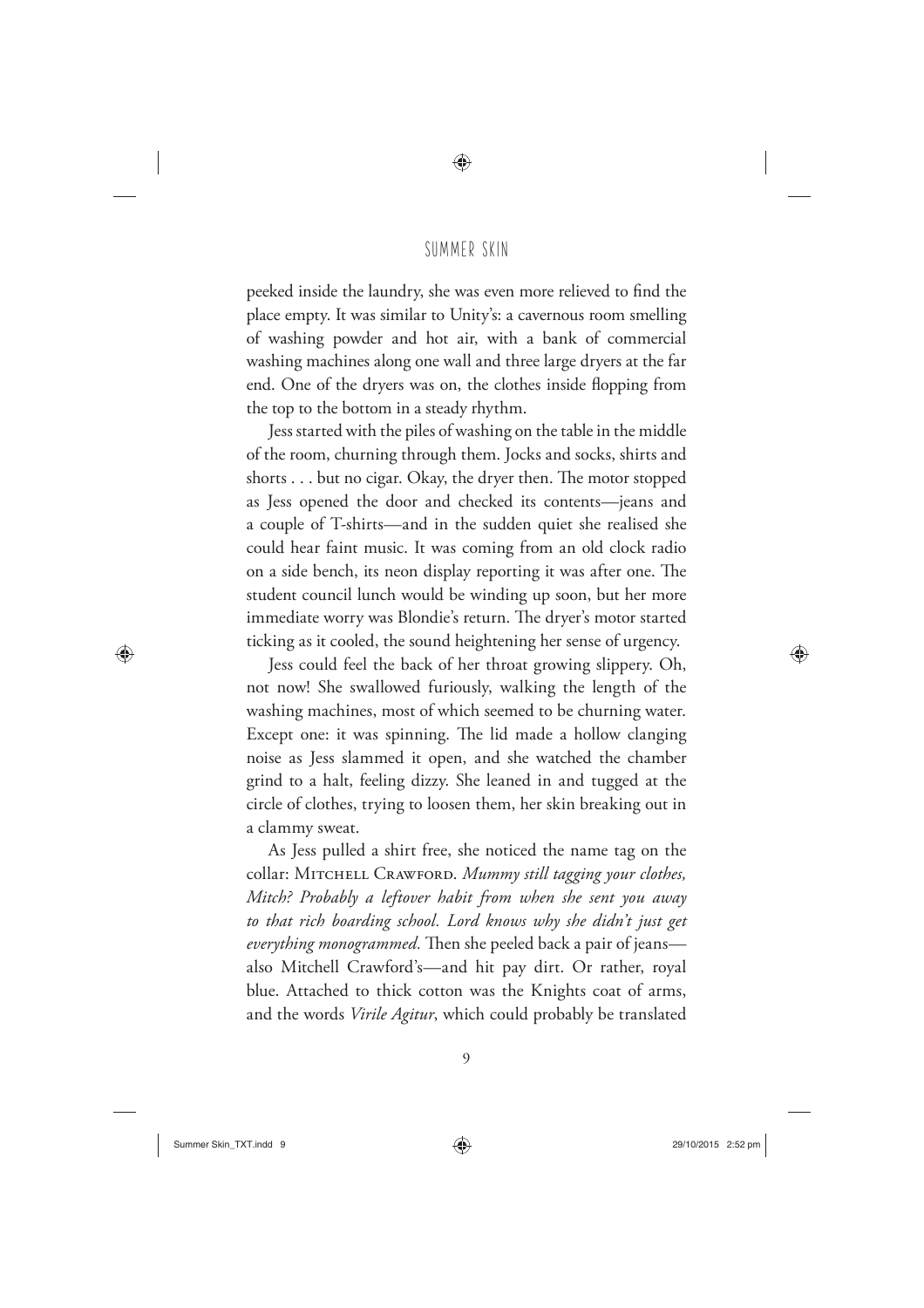peeked inside the laundry, she was even more relieved to find the place empty. It was similar to Unity's: a cavernous room smelling of washing powder and hot air, with a bank of commercial washing machines along one wall and three large dryers at the far end. One of the dryers was on, the clothes inside flopping from the top to the bottom in a steady rhythm.

Jess started with the piles of washing on the table in the middle of the room, churning through them. Jocks and socks, shirts and shorts . . . but no cigar. Okay, the dryer then. The motor stopped as Jess opened the door and checked its contents—jeans and a couple of T-shirts—and in the sudden quiet she realised she could hear faint music. It was coming from an old clock radio on a side bench, its neon display reporting it was after one. The student council lunch would be winding up soon, but her more immediate worry was Blondie's return. The dryer's motor started ticking as it cooled, the sound heightening her sense of urgency.

Jess could feel the back of her throat growing slippery. Oh, not now! She swallowed furiously, walking the length of the washing machines, most of which seemed to be churning water. Except one: it was spinning. The lid made a hollow clanging noise as Jess slammed it open, and she watched the chamber grind to a halt, feeling dizzy. She leaned in and tugged at the circle of clothes, trying to loosen them, her skin breaking out in a clammy sweat.

As Jess pulled a shirt free, she noticed the name tag on the collar: Mitchell Crawford. *Mummy still tagging your clothes, Mitch? Probably a leftover habit from when she sent you away to that rich boarding school. Lord knows why she didn't just get everything monogrammed.* Then she peeled back a pair of jeans—also Mitchell Crawford's—and hit pay dirt. Or rather, royal blue. Attached to thick cotton was the Knights coat of arms, and the words *Virile Agitur*, which could probably be translated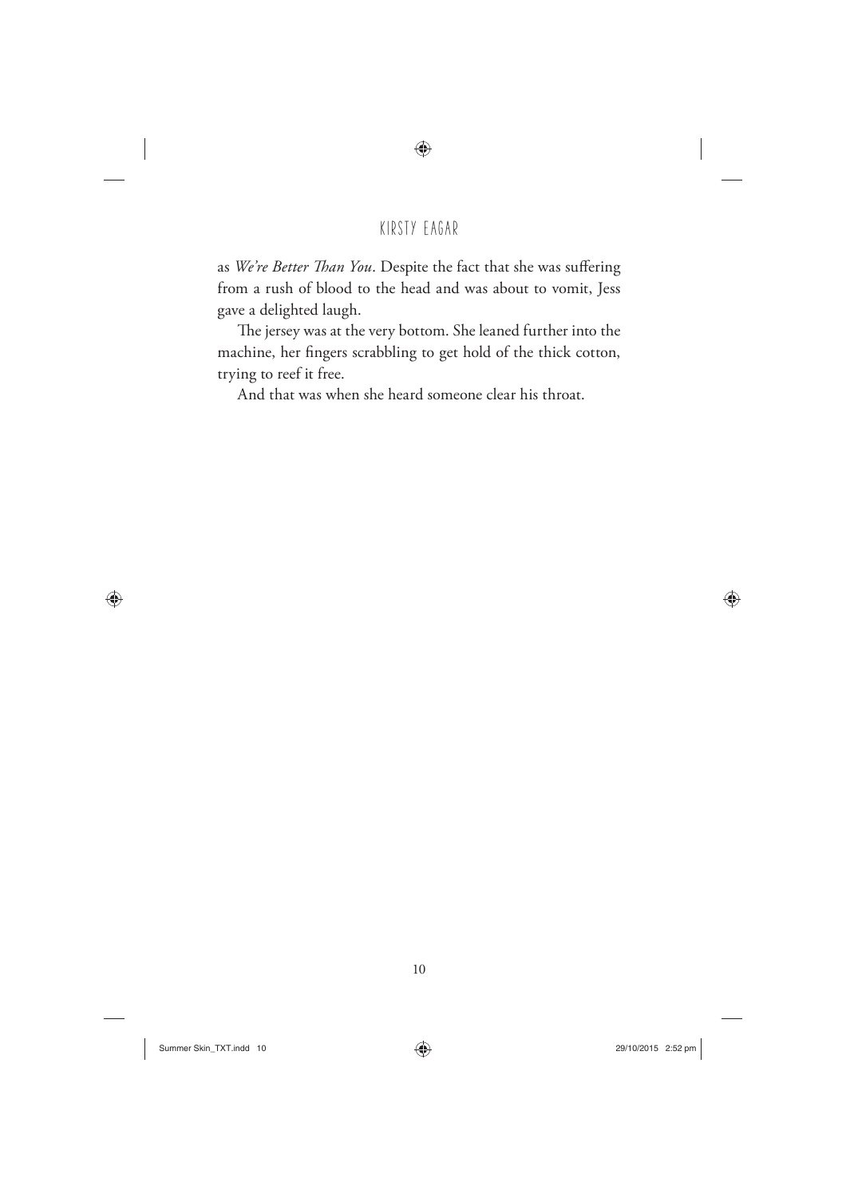as *We're Better Than You*. Despite the fact that she was suffering from a rush of blood to the head and was about to vomit, Jess gave a delighted laugh.

The jersey was at the very bottom. She leaned further into the machine, her fingers scrabbling to get hold of the thick cotton, trying to reef it free.

And that was when she heard someone clear his throat.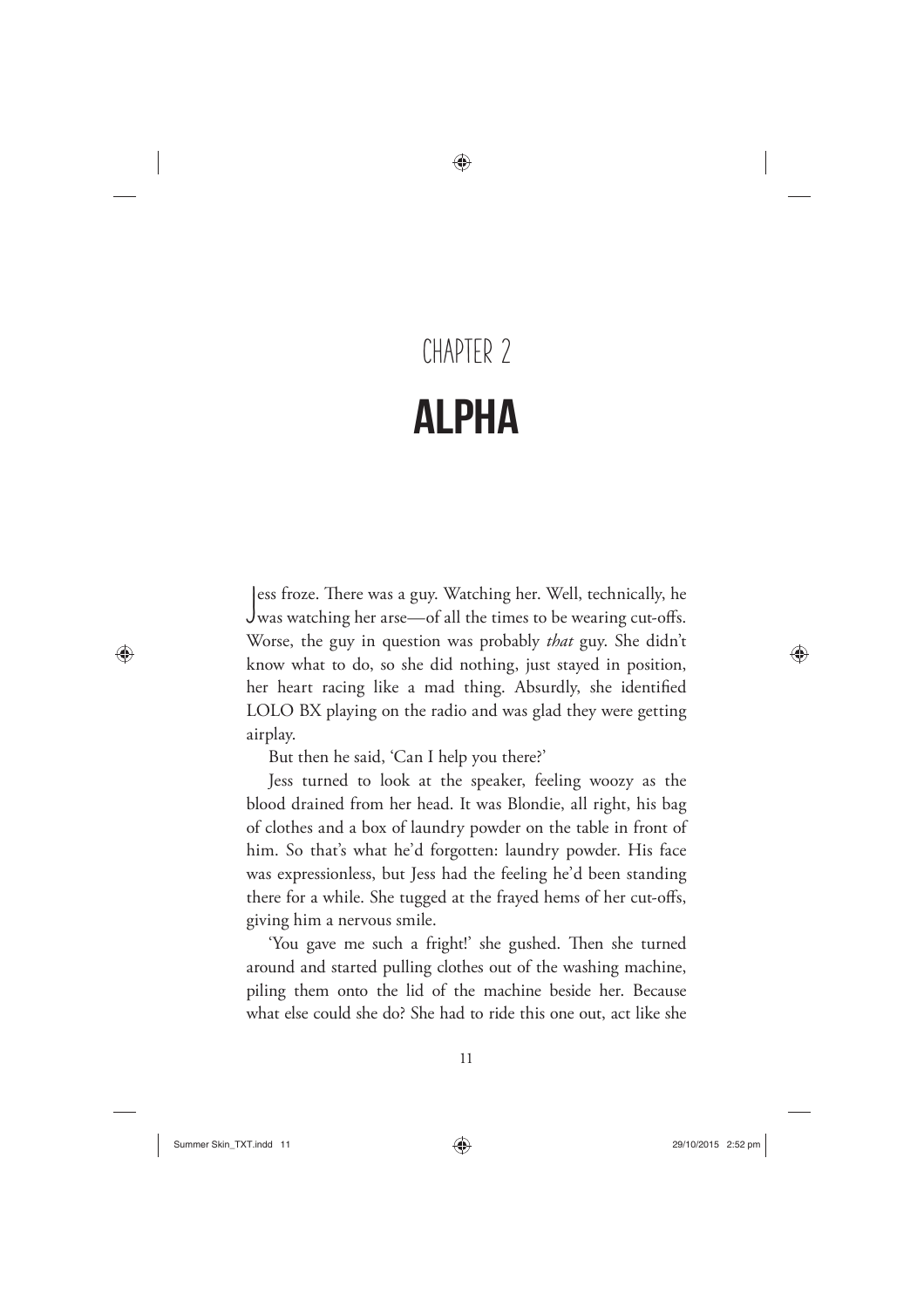# CHAPTER 2

# ALPHA

Jess froze. There was a guy. Watching her. Well, technically, he was watching her arse—of all the times to be wearing cut-offs. Worse, the guy in question was probably *that* guy. She didn't know what to do, so she did nothing, just stayed in position, her heart racing like a mad thing. Absurdly, she identified LOLO BX playing on the radio and was glad they were getting airplay.

But then he said, 'Can I help you there?'

Jess turned to look at the speaker, feeling woozy as the blood drained from her head. It was Blondie, all right, his bag of clothes and a box of laundry powder on the table in front of him. So that's what he'd forgotten: laundry powder. His face was expressionless, but Jess had the feeling he'd been standing there for a while. She tugged at the frayed hems of her cut-offs, giving him a nervous smile.

'You gave me such a fright!' she gushed. Then she turned around and started pulling clothes out of the washing machine, piling them onto the lid of the machine beside her. Because what else could she do? She had to ride this one out, act like she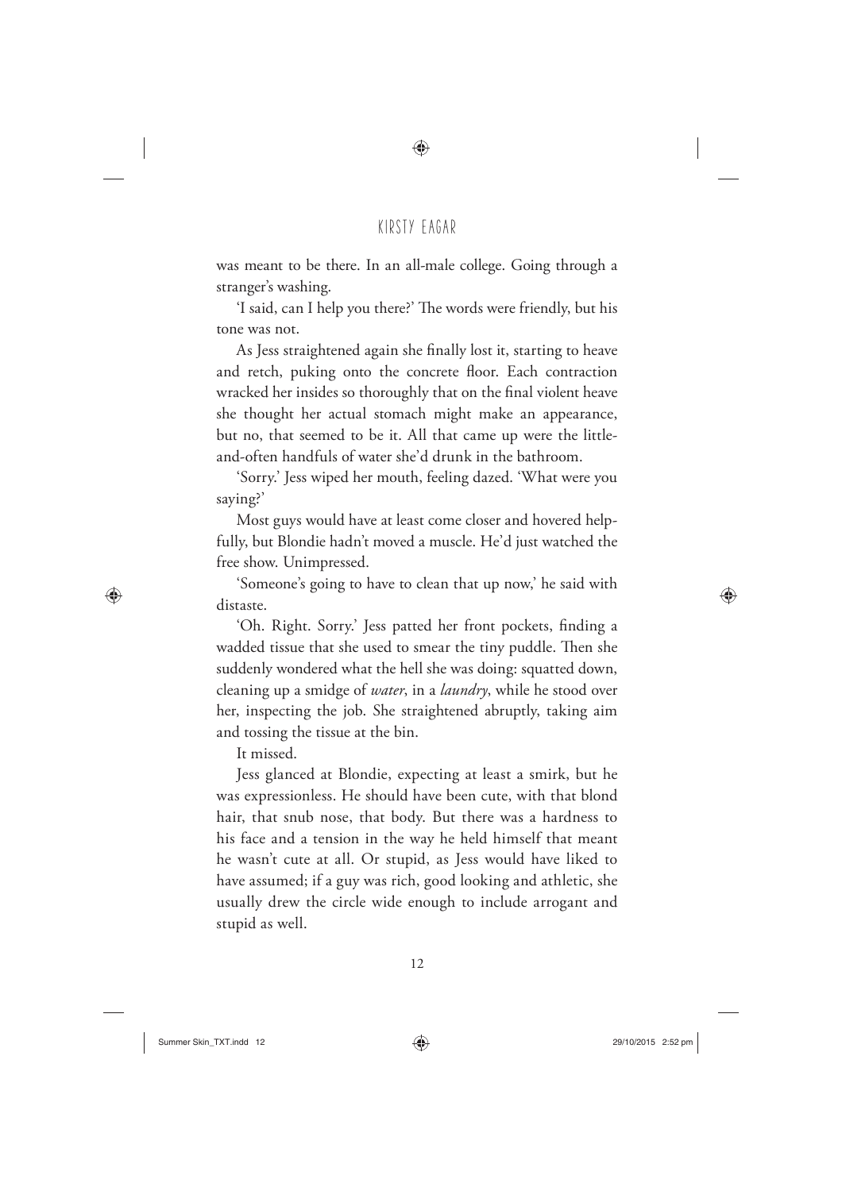was meant to be there. In an all-male college. Going through a stranger's washing.

'I said, can I help you there?' The words were friendly, but his tone was not.

As Jess straightened again she finally lost it, starting to heave and retch, puking onto the concrete floor. Each contraction wracked her insides so thoroughly that on the final violent heave she thought her actual stomach might make an appearance, but no, that seemed to be it. All that came up were the little-and-often handfuls of water she'd drunk in the bathroom.

'Sorry.' Jess wiped her mouth, feeling dazed. 'What were you saying?'

Most guys would have at least come closer and hovered helpfully, but Blondie hadn't moved a muscle. He'd just watched the free show. Unimpressed.

'Someone's going to have to clean that up now,' he said with distaste.

'Oh. Right. Sorry.' Jess patted her front pockets, finding a wadded tissue that she used to smear the tiny puddle. Then she suddenly wondered what the hell she was doing: squatted down, cleaning up a smidge of *water*, in a *laundry*, while he stood over her, inspecting the job. She straightened abruptly, taking aim and tossing the tissue at the bin.

It missed.

Jess glanced at Blondie, expecting at least a smirk, but he was expressionless. He should have been cute, with that blond hair, that snub nose, that body. But there was a hardness to his face and a tension in the way he held himself that meant he wasn't cute at all. Or stupid, as Jess would have liked to have assumed; if a guy was rich, good looking and athletic, she usually drew the circle wide enough to include arrogant and stupid as well.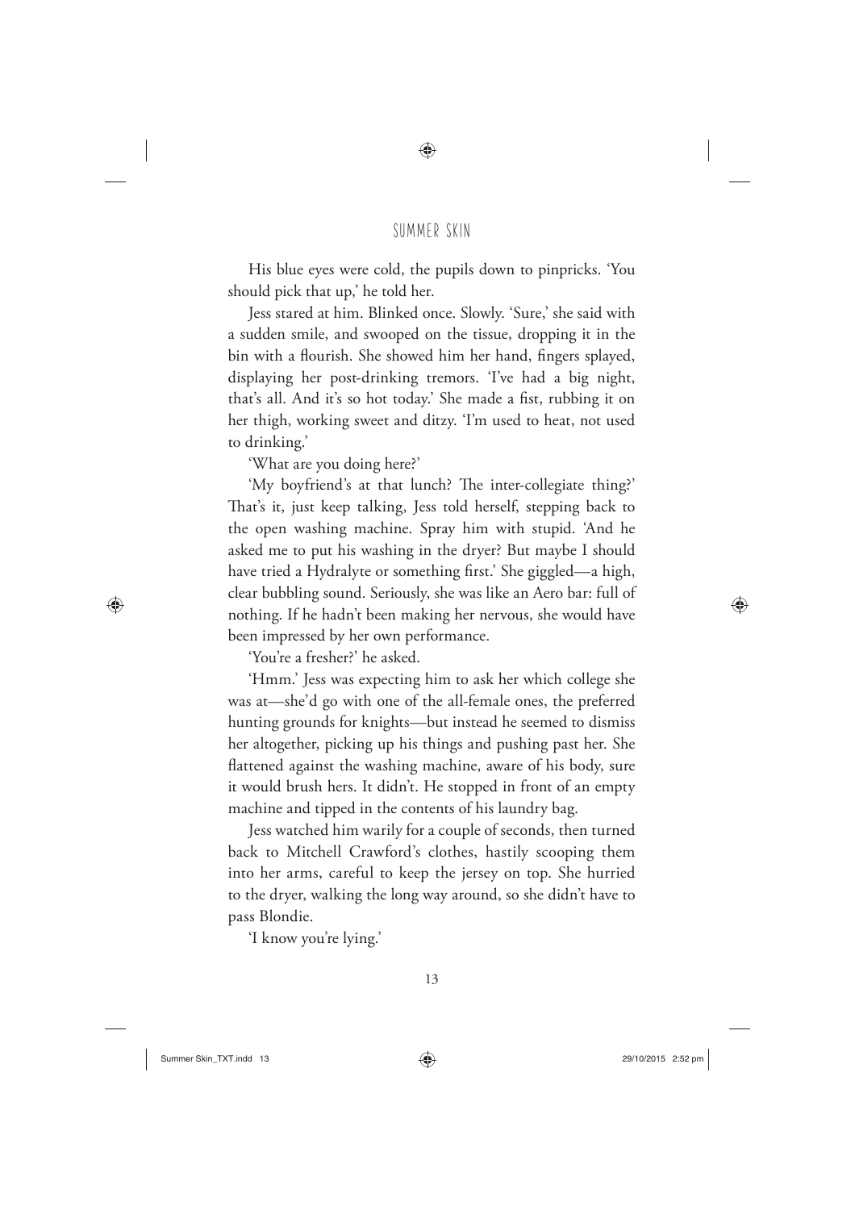His blue eyes were cold, the pupils down to pinpricks. 'You should pick that up,' he told her.

Jess stared at him. Blinked once. Slowly. 'Sure,' she said with a sudden smile, and swooped on the tissue, dropping it in the bin with a flourish. She showed him her hand, fingers splayed, displaying her post-drinking tremors. 'I've had a big night, that's all. And it's so hot today.' She made a fist, rubbing it on her thigh, working sweet and ditzy. 'I'm used to heat, not used to drinking.'

'What are you doing here?'

'My boyfriend's at that lunch? The inter-collegiate thing?' That's it, just keep talking, Jess told herself, stepping back to the open washing machine. Spray him with stupid. 'And he asked me to put his washing in the dryer? But maybe I should have tried a Hydralyte or something first.' She giggled—a high, clear bubbling sound. Seriously, she was like an Aero bar: full of nothing. If he hadn't been making her nervous, she would have been impressed by her own performance.

'You're a fresher?' he asked.

'Hmm.' Jess was expecting him to ask her which college she was at—she'd go with one of the all-female ones, the preferred hunting grounds for knights—but instead he seemed to dismiss her altogether, picking up his things and pushing past her. She flattened against the washing machine, aware of his body, sure it would brush hers. It didn't. He stopped in front of an empty machine and tipped in the contents of his laundry bag.

Jess watched him warily for a couple of seconds, then turned back to Mitchell Crawford's clothes, hastily scooping them into her arms, careful to keep the jersey on top. She hurried to the dryer, walking the long way around, so she didn't have to pass Blondie.

'I know you're lying.'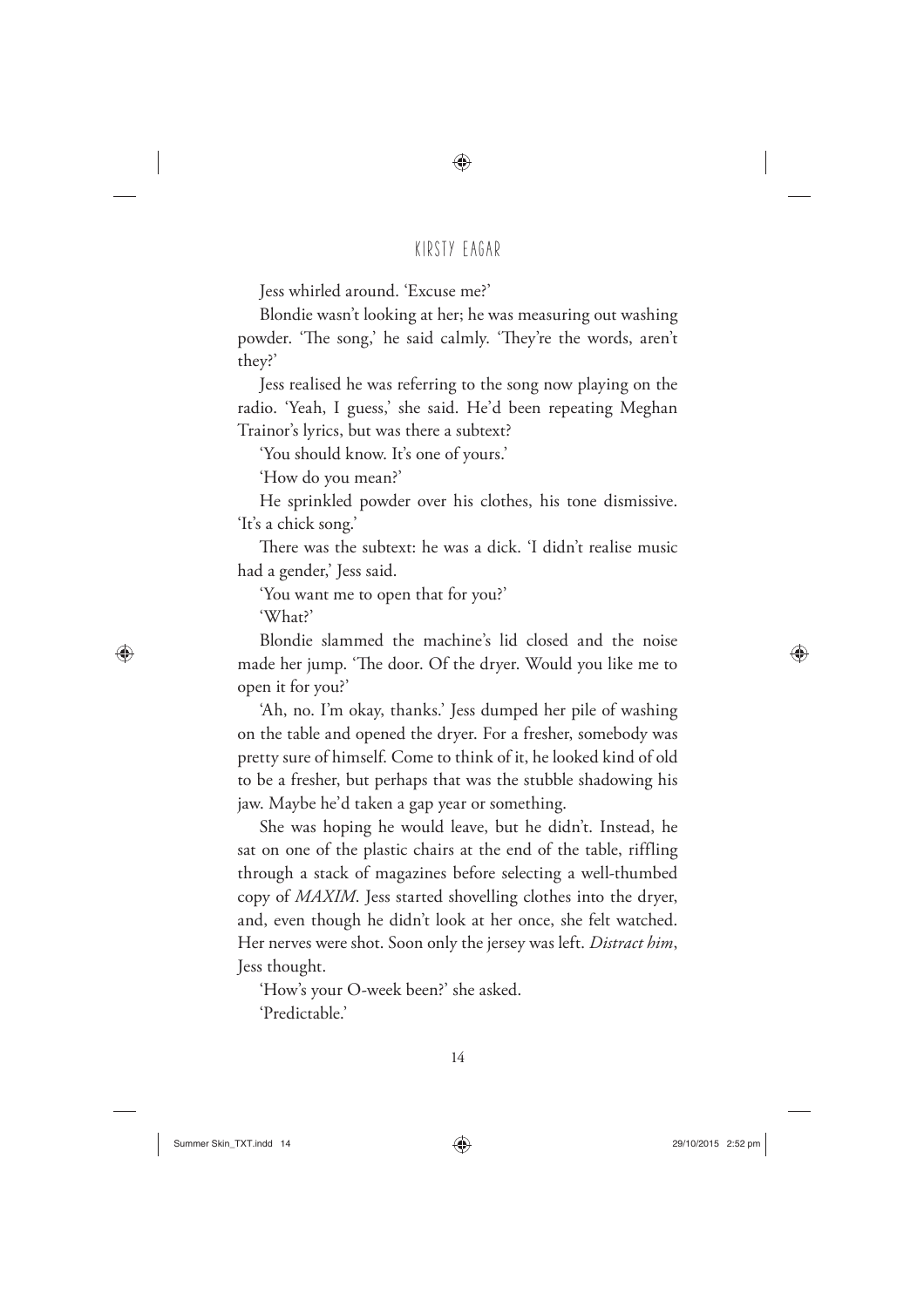Jess whirled around. 'Excuse me?'

Blondie wasn't looking at her; he was measuring out washing powder. 'The song,' he said calmly. 'They're the words, aren't they?'

Jess realised he was referring to the song now playing on the radio. 'Yeah, I guess,' she said. He'd been repeating Meghan Trainor's lyrics, but was there a subtext?

'You should know. It's one of yours.'

'How do you mean?'

He sprinkled powder over his clothes, his tone dismissive. 'It's a chick song.'

There was the subtext: he was a dick. 'I didn't realise music had a gender,' Jess said.

'You want me to open that for you?'

'What?'

Blondie slammed the machine's lid closed and the noise made her jump. 'The door. Of the dryer. Would you like me to open it for you?'

'Ah, no. I'm okay, thanks.' Jess dumped her pile of washing on the table and opened the dryer. For a fresher, somebody was pretty sure of himself. Come to think of it, he looked kind of old to be a fresher, but perhaps that was the stubble shadowing his jaw. Maybe he'd taken a gap year or something.

She was hoping he would leave, but he didn't. Instead, he sat on one of the plastic chairs at the end of the table, riffling through a stack of magazines before selecting a well-thumbed copy of *MAXIM*. Jess started shovelling clothes into the dryer, and, even though he didn't look at her once, she felt watched. Her nerves were shot. Soon only the jersey was left. *Distract him*, Jess thought.

'How's your O-week been?' she asked.

'Predictable.'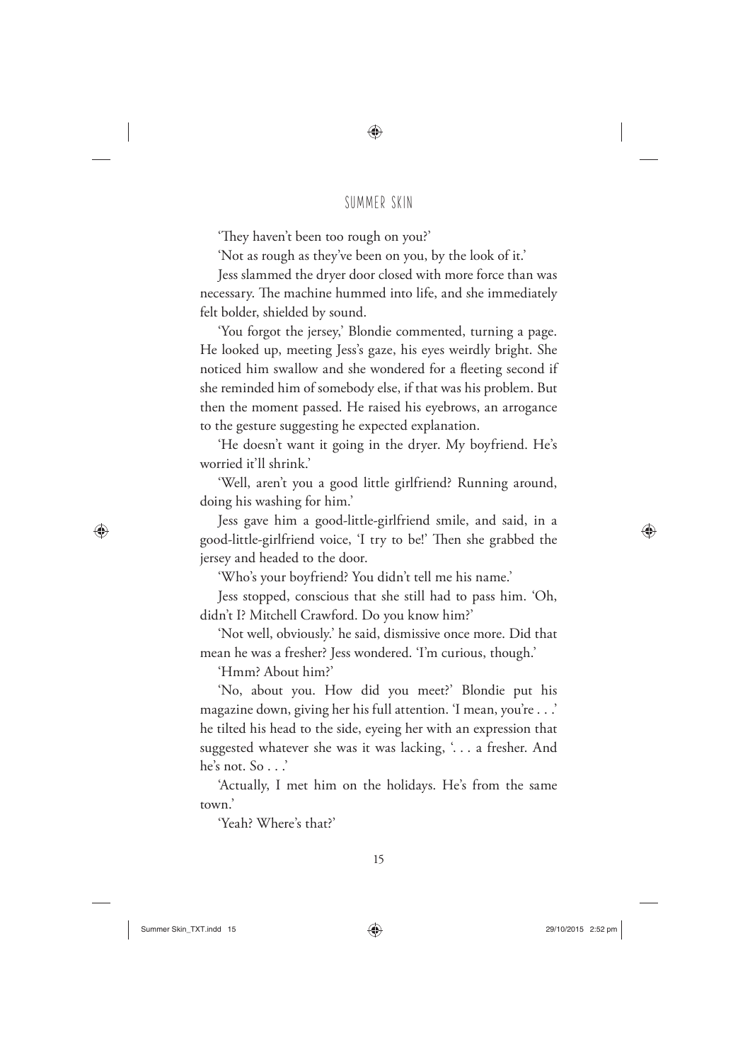'They haven't been too rough on you?'

'Not as rough as they've been on you, by the look of it.'

Jess slammed the dryer door closed with more force than was necessary. The machine hummed into life, and she immediately felt bolder, shielded by sound.

'You forgot the jersey,' Blondie commented, turning a page. He looked up, meeting Jess's gaze, his eyes weirdly bright. She noticed him swallow and she wondered for a fleeting second if she reminded him of somebody else, if that was his problem. But then the moment passed. He raised his eyebrows, an arrogance to the gesture suggesting he expected explanation.

'He doesn't want it going in the dryer. My boyfriend. He's worried it'll shrink.'

'Well, aren't you a good little girlfriend? Running around, doing his washing for him.'

Jess gave him a good-little-girlfriend smile, and said, in a good-little-girlfriend voice, 'I try to be!' Then she grabbed the jersey and headed to the door.

'Who's your boyfriend? You didn't tell me his name.'

Jess stopped, conscious that she still had to pass him. 'Oh, didn't I? Mitchell Crawford. Do you know him?'

'Not well, obviously.' he said, dismissive once more. Did that mean he was a fresher? Jess wondered. 'I'm curious, though.'

'Hmm? About him?'

'No, about you. How did you meet?' Blondie put his magazine down, giving her his full attention. 'I mean, you're . . .' he tilted his head to the side, eyeing her with an expression that suggested whatever she was it was lacking, '. . . a fresher. And he's not. So . . .'

'Actually, I met him on the holidays. He's from the same town.'

'Yeah? Where's that?'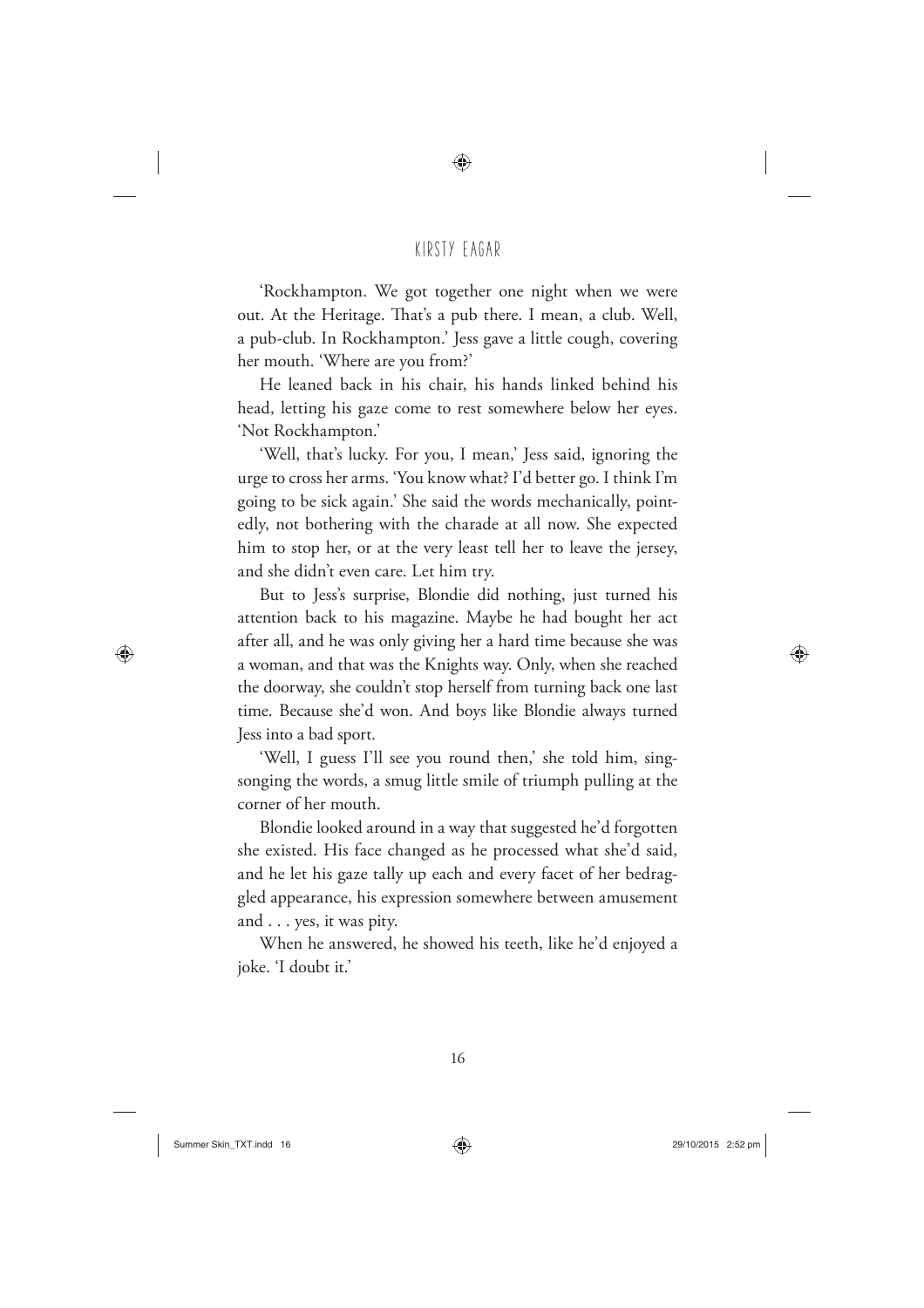'Rockhampton. We got together one night when we were out. At the Heritage. That's a pub there. I mean, a club. Well, a pub-club. In Rockhampton.' Jess gave a little cough, covering her mouth. 'Where are you from?'

He leaned back in his chair, his hands linked behind his head, letting his gaze come to rest somewhere below her eyes. 'Not Rockhampton.'

'Well, that's lucky. For you, I mean,' Jess said, ignoring the urge to cross her arms. 'You know what? I'd better go. I think I'm going to be sick again.' She said the words mechanically, pointedly, not bothering with the charade at all now. She expected him to stop her, or at the very least tell her to leave the jersey, and she didn't even care. Let him try.

But to Jess's surprise, Blondie did nothing, just turned his attention back to his magazine. Maybe he had bought her act after all, and he was only giving her a hard time because she was a woman, and that was the Knights way. Only, when she reached the doorway, she couldn't stop herself from turning back one last time. Because she'd won. And boys like Blondie always turned Jess into a bad sport.

'Well, I guess I'll see you round then,' she told him, singsonging the words, a smug little smile of triumph pulling at the corner of her mouth.

Blondie looked around in a way that suggested he'd forgotten she existed. His face changed as he processed what she'd said, and he let his gaze tally up each and every facet of her bedraggled appearance, his expression somewhere between amusement and . . . yes, it was pity.

When he answered, he showed his teeth, like he'd enjoyed a joke. 'I doubt it.'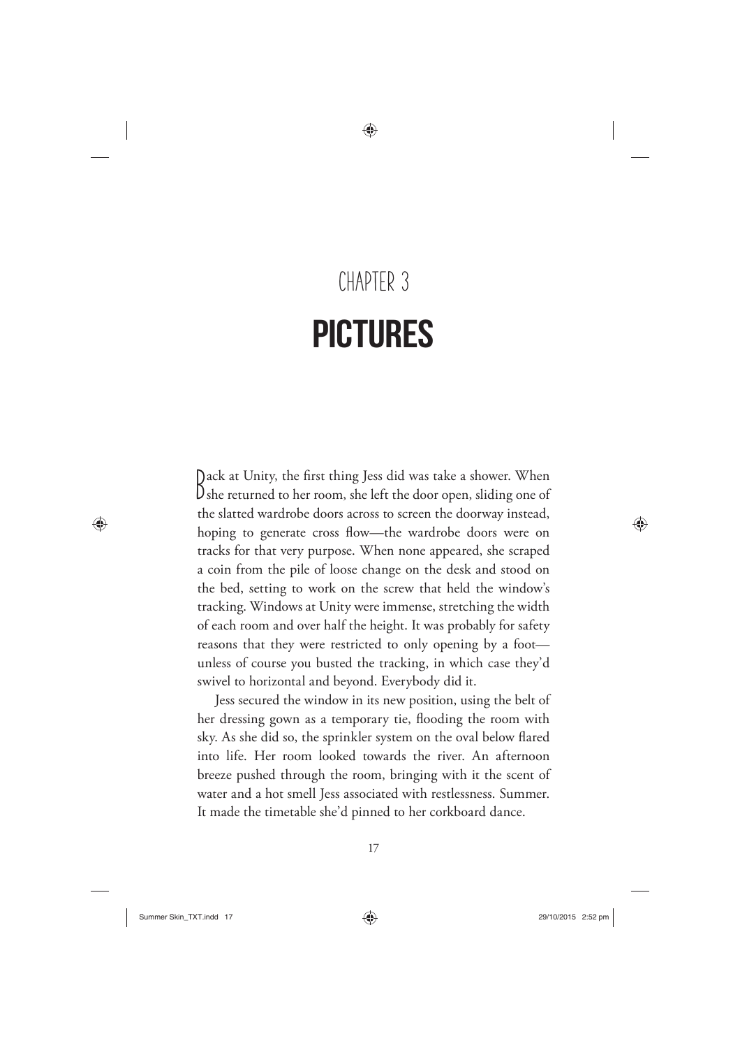# CHAPTER 3

# PICTURES

Back at Unity, the first thing Jess did was take a shower. When she returned to her room, she left the door open, sliding one of the slatted wardrobe doors across to screen the doorway instead, hoping to generate cross flow—the wardrobe doors were on tracks for that very purpose. When none appeared, she scraped a coin from the pile of loose change on the desk and stood on the bed, setting to work on the screw that held the window's tracking. Windows at Unity were immense, stretching the width of each room and over half the height. It was probably for safety reasons that they were restricted to only opening by a foot—unless of course you busted the tracking, in which case they'd swivel to horizontal and beyond. Everybody did it.

Jess secured the window in its new position, using the belt of her dressing gown as a temporary tie, flooding the room with sky. As she did so, the sprinkler system on the oval below flared into life. Her room looked towards the river. An afternoon breeze pushed through the room, bringing with it the scent of water and a hot smell Jess associated with restlessness. Summer. It made the timetable she'd pinned to her corkboard dance.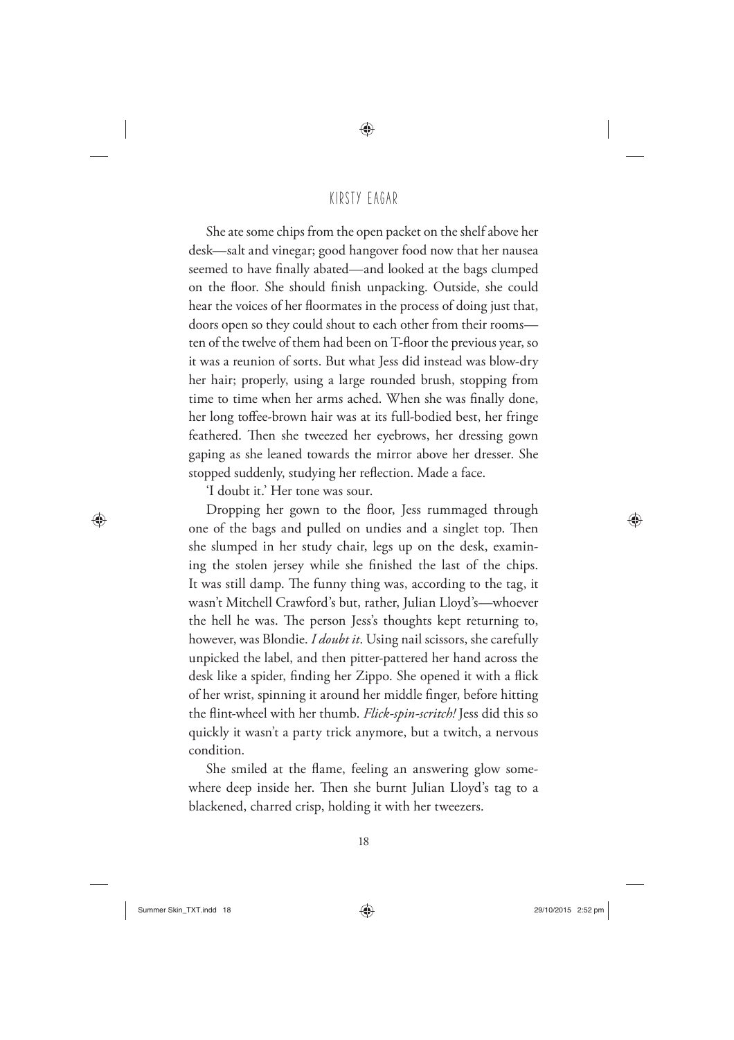She ate some chips from the open packet on the shelf above her desk—salt and vinegar; good hangover food now that her nausea seemed to have finally abated—and looked at the bags clumped on the floor. She should finish unpacking. Outside, she could hear the voices of her floormates in the process of doing just that, doors open so they could shout to each other from their rooms—ten of the twelve of them had been on T-floor the previous year, so it was a reunion of sorts. But what Jess did instead was blow-dry her hair; properly, using a large rounded brush, stopping from time to time when her arms ached. When she was finally done, her long toffee-brown hair was at its full-bodied best, her fringe feathered. Then she tweezed her eyebrows, her dressing gown gaping as she leaned towards the mirror above her dresser. She stopped suddenly, studying her reflection. Made a face.

'I doubt it.' Her tone was sour.

Dropping her gown to the floor, Jess rummaged through one of the bags and pulled on undies and a singlet top. Then she slumped in her study chair, legs up on the desk, examining the stolen jersey while she finished the last of the chips. It was still damp. The funny thing was, according to the tag, it wasn't Mitchell Crawford's but, rather, Julian Lloyd's—whoever the hell he was. The person Jess's thoughts kept returning to, however, was Blondie. *I doubt it*. Using nail scissors, she carefully unpicked the label, and then pitter-pattered her hand across the desk like a spider, finding her Zippo. She opened it with a flick of her wrist, spinning it around her middle finger, before hitting the flint-wheel with her thumb. *Flick-spin-scritch!* Jess did this so quickly it wasn't a party trick anymore, but a twitch, a nervous condition.

She smiled at the flame, feeling an answering glow somewhere deep inside her. Then she burnt Julian Lloyd's tag to a blackened, charred crisp, holding it with her tweezers.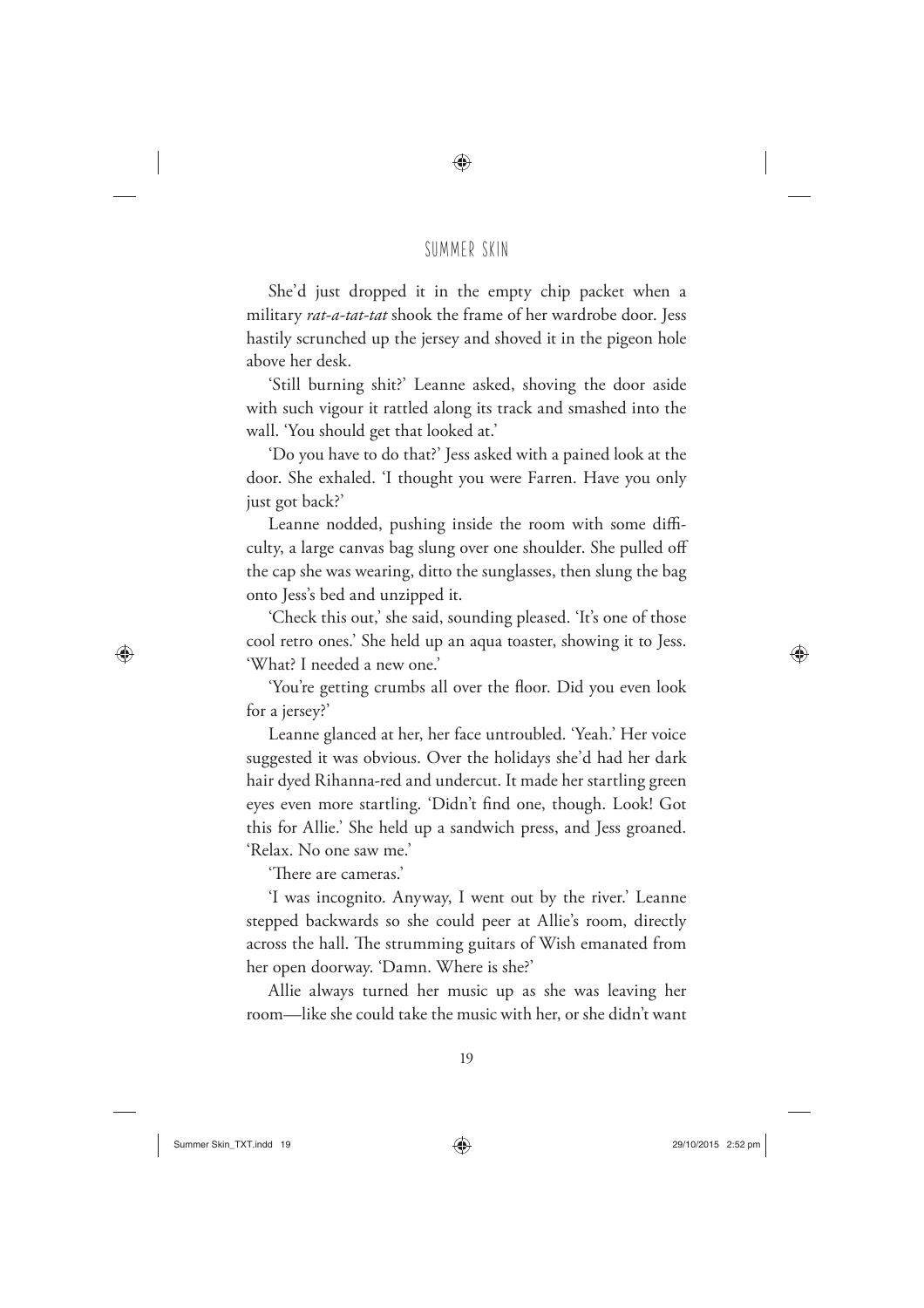She'd just dropped it in the empty chip packet when a military *rat-a-tat-tat* shook the frame of her wardrobe door. Jess hastily scrunched up the jersey and shoved it in the pigeon hole above her desk.

'Still burning shit?' Leanne asked, shoving the door aside with such vigour it rattled along its track and smashed into the wall. 'You should get that looked at.'

'Do you have to do that?' Jess asked with a pained look at the door. She exhaled. 'I thought you were Farren. Have you only just got back?'

Leanne nodded, pushing inside the room with some difficulty, a large canvas bag slung over one shoulder. She pulled off the cap she was wearing, ditto the sunglasses, then slung the bag onto Jess's bed and unzipped it.

'Check this out,' she said, sounding pleased. 'It's one of those cool retro ones.' She held up an aqua toaster, showing it to Jess. 'What? I needed a new one.'

'You're getting crumbs all over the floor. Did you even look for a jersey?'

Leanne glanced at her, her face untroubled. 'Yeah.' Her voice suggested it was obvious. Over the holidays she'd had her dark hair dyed Rihanna-red and undercut. It made her startling green eyes even more startling. 'Didn't find one, though. Look! Got this for Allie.' She held up a sandwich press, and Jess groaned. 'Relax. No one saw me.'

'There are cameras.'

'I was incognito. Anyway, I went out by the river.' Leanne stepped backwards so she could peer at Allie's room, directly across the hall. The strumming guitars of Wish emanated from her open doorway. 'Damn. Where is she?'

Allie always turned her music up as she was leaving her room—like she could take the music with her, or she didn't want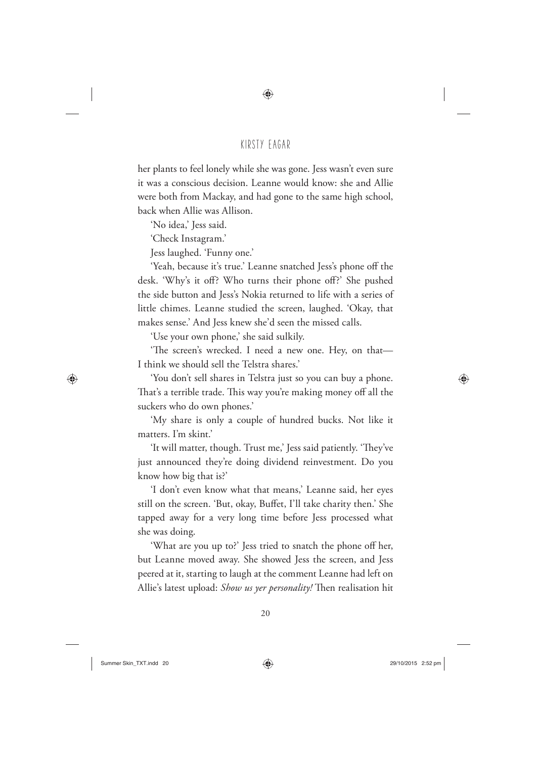her plants to feel lonely while she was gone. Jess wasn't even sure it was a conscious decision. Leanne would know: she and Allie were both from Mackay, and had gone to the same high school, back when Allie was Allison.

'No idea,' Jess said.

'Check Instagram.'

Jess laughed. 'Funny one.'

'Yeah, because it's true.' Leanne snatched Jess's phone off the desk. 'Why's it off? Who turns their phone off?' She pushed the side button and Jess's Nokia returned to life with a series of little chimes. Leanne studied the screen, laughed. 'Okay, that makes sense.' And Jess knew she'd seen the missed calls.

'Use your own phone,' she said sulkily.

'The screen's wrecked. I need a new one. Hey, on that—I think we should sell the Telstra shares.'

'You don't sell shares in Telstra just so you can buy a phone. That's a terrible trade. This way you're making money off all the suckers who do own phones.'

'My share is only a couple of hundred bucks. Not like it matters. I'm skint.'

'It will matter, though. Trust me,' Jess said patiently. 'They've just announced they're doing dividend reinvestment. Do you know how big that is?'

'I don't even know what that means,' Leanne said, her eyes still on the screen. 'But, okay, Buffet, I'll take charity then.' She tapped away for a very long time before Jess processed what she was doing.

'What are you up to?' Jess tried to snatch the phone off her, but Leanne moved away. She showed Jess the screen, and Jess peered at it, starting to laugh at the comment Leanne had left on Allie's latest upload: *Show us yer personality!* Then realisation hit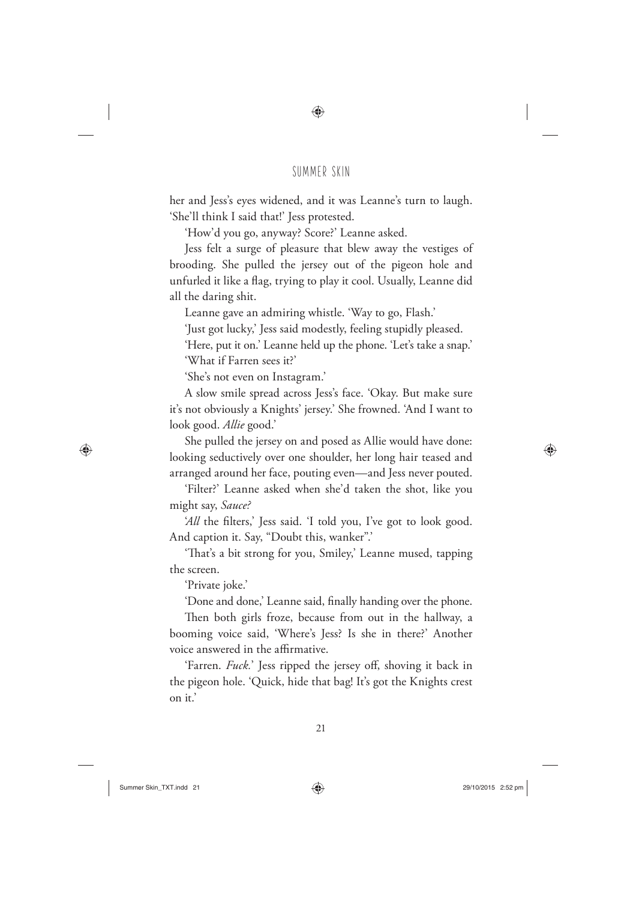her and Jess's eyes widened, and it was Leanne's turn to laugh. 'She'll think I said that!' Jess protested.

'How'd you go, anyway? Score?' Leanne asked.

Jess felt a surge of pleasure that blew away the vestiges of brooding. She pulled the jersey out of the pigeon hole and unfurled it like a flag, trying to play it cool. Usually, Leanne did all the daring shit.

Leanne gave an admiring whistle. 'Way to go, Flash.'

'Just got lucky,' Jess said modestly, feeling stupidly pleased.

'Here, put it on.' Leanne held up the phone. 'Let's take a snap.'

'What if Farren sees it?'

'She's not even on Instagram.'

A slow smile spread across Jess's face. 'Okay. But make sure it's not obviously a Knights' jersey.' She frowned. 'And I want to look good. *Allie* good.'

She pulled the jersey on and posed as Allie would have done: looking seductively over one shoulder, her long hair teased and arranged around her face, pouting even—and Jess never pouted.

'Filter?' Leanne asked when she'd taken the shot, like you might say, *Sauce?*

'*All* the filters,' Jess said. 'I told you, I've got to look good. And caption it. Say, "Doubt this, wanker".'

'That's a bit strong for you, Smiley,' Leanne mused, tapping the screen.

'Private joke.'

'Done and done,' Leanne said, finally handing over the phone.

Then both girls froze, because from out in the hallway, a booming voice said, 'Where's Jess? Is she in there?' Another voice answered in the affirmative.

'Farren. *Fuck.*' Jess ripped the jersey off, shoving it back in the pigeon hole. 'Quick, hide that bag! It's got the Knights crest on it.'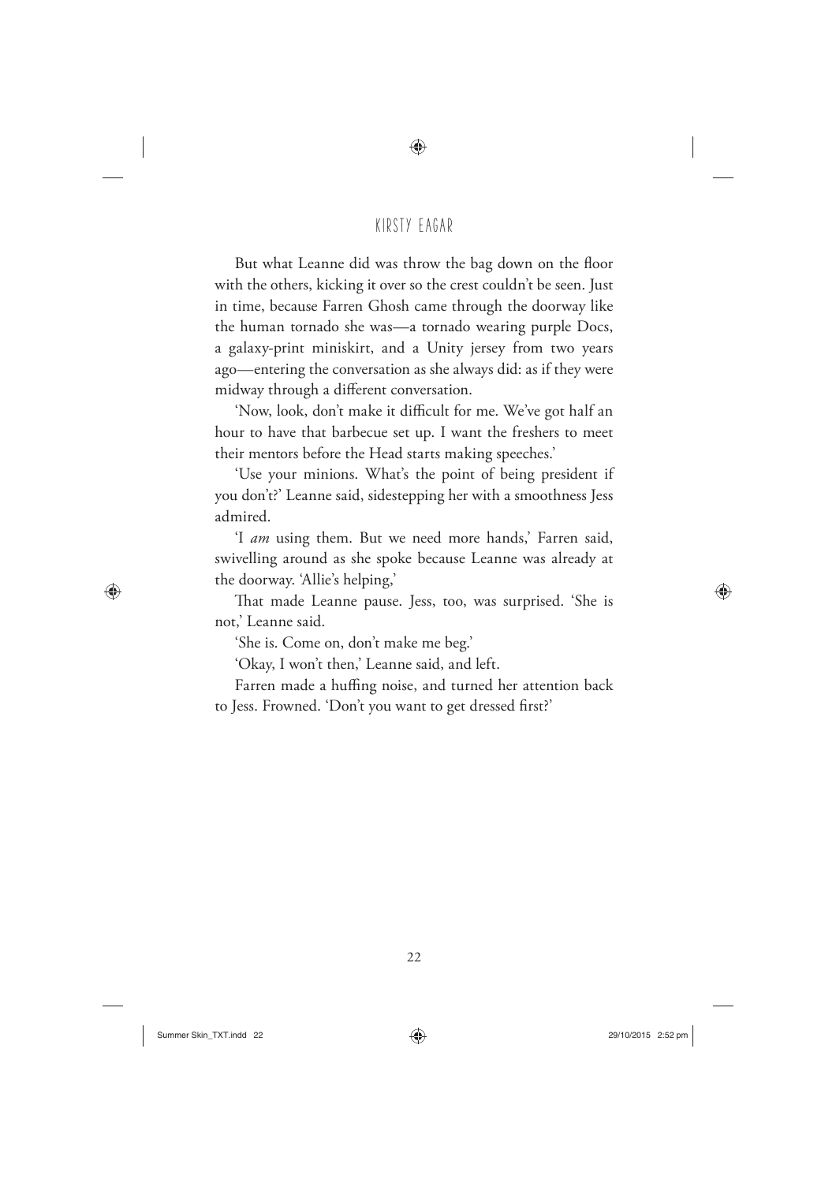But what Leanne did was throw the bag down on the floor with the others, kicking it over so the crest couldn't be seen. Just in time, because Farren Ghosh came through the doorway like the human tornado she was—a tornado wearing purple Docs, a galaxy-print miniskirt, and a Unity jersey from two years ago—entering the conversation as she always did: as if they were midway through a different conversation.

'Now, look, don't make it difficult for me. We've got half an hour to have that barbecue set up. I want the freshers to meet their mentors before the Head starts making speeches.'

'Use your minions. What's the point of being president if you don't?' Leanne said, sidestepping her with a smoothness Jess admired.

'I *am* using them. But we need more hands,' Farren said, swivelling around as she spoke because Leanne was already at the doorway. 'Allie's helping,'

That made Leanne pause. Jess, too, was surprised. 'She is not,' Leanne said.

'She is. Come on, don't make me beg.'

'Okay, I won't then,' Leanne said, and left.

Farren made a huffing noise, and turned her attention back to Jess. Frowned. 'Don't you want to get dressed first?'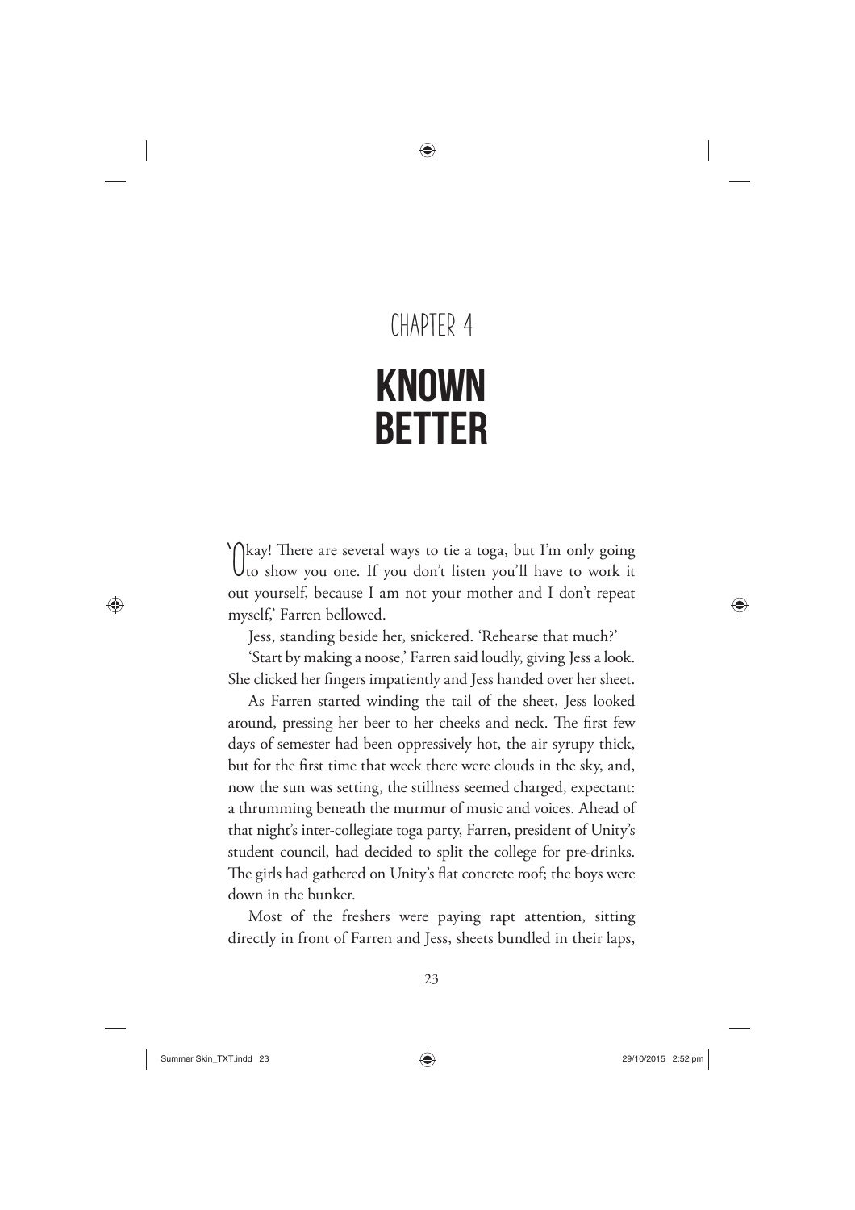CHAPTER 4

# KNOWN BETTER

'Okay! There are several ways to tie a toga, but I'm only going to show you one. If you don't listen you'll have to work it out yourself, because I am not your mother and I don't repeat myself,' Farren bellowed.

Jess, standing beside her, snickered. 'Rehearse that much?'

'Start by making a noose,' Farren said loudly, giving Jess a look. She clicked her fingers impatiently and Jess handed over her sheet.

As Farren started winding the tail of the sheet, Jess looked around, pressing her beer to her cheeks and neck. The first few days of semester had been oppressively hot, the air syrupy thick, but for the first time that week there were clouds in the sky, and, now the sun was setting, the stillness seemed charged, expectant: a thrumming beneath the murmur of music and voices. Ahead of that night's inter-collegiate toga party, Farren, president of Unity's student council, had decided to split the college for pre-drinks. The girls had gathered on Unity's flat concrete roof; the boys were down in the bunker.

Most of the freshers were paying rapt attention, sitting directly in front of Farren and Jess, sheets bundled in their laps,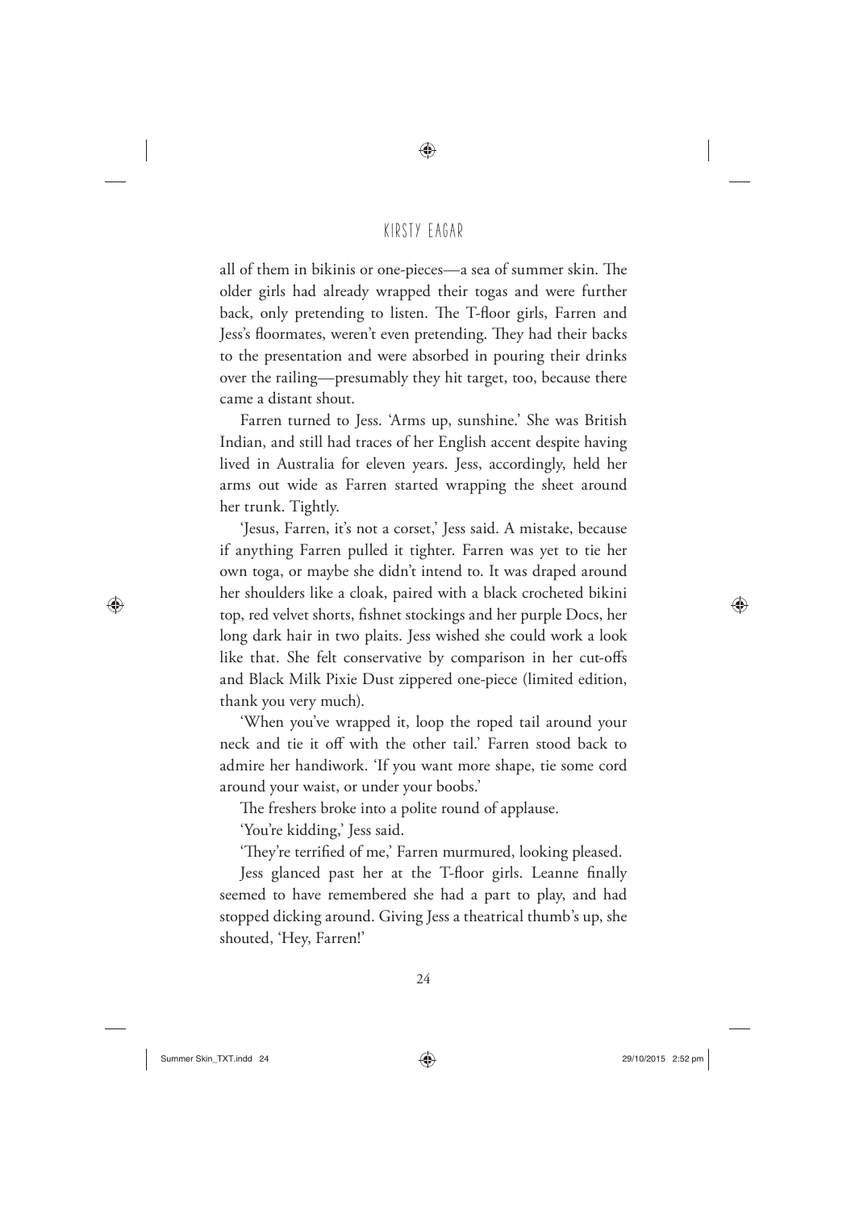all of them in bikinis or one-pieces—a sea of summer skin. The older girls had already wrapped their togas and were further back, only pretending to listen. The T-floor girls, Farren and Jess's floormates, weren't even pretending. They had their backs to the presentation and were absorbed in pouring their drinks over the railing—presumably they hit target, too, because there came a distant shout.

Farren turned to Jess. 'Arms up, sunshine.' She was British Indian, and still had traces of her English accent despite having lived in Australia for eleven years. Jess, accordingly, held her arms out wide as Farren started wrapping the sheet around her trunk. Tightly.

'Jesus, Farren, it's not a corset,' Jess said. A mistake, because if anything Farren pulled it tighter. Farren was yet to tie her own toga, or maybe she didn't intend to. It was draped around her shoulders like a cloak, paired with a black crocheted bikini top, red velvet shorts, fishnet stockings and her purple Docs, her long dark hair in two plaits. Jess wished she could work a look like that. She felt conservative by comparison in her cut-offs and Black Milk Pixie Dust zippered one-piece (limited edition, thank you very much).

'When you've wrapped it, loop the roped tail around your neck and tie it off with the other tail.' Farren stood back to admire her handiwork. 'If you want more shape, tie some cord around your waist, or under your boobs.'

The freshers broke into a polite round of applause.

'You're kidding,' Jess said.

'They're terrified of me,' Farren murmured, looking pleased.

Jess glanced past her at the T-floor girls. Leanne finally seemed to have remembered she had a part to play, and had stopped dicking around. Giving Jess a theatrical thumb's up, she shouted, 'Hey, Farren!'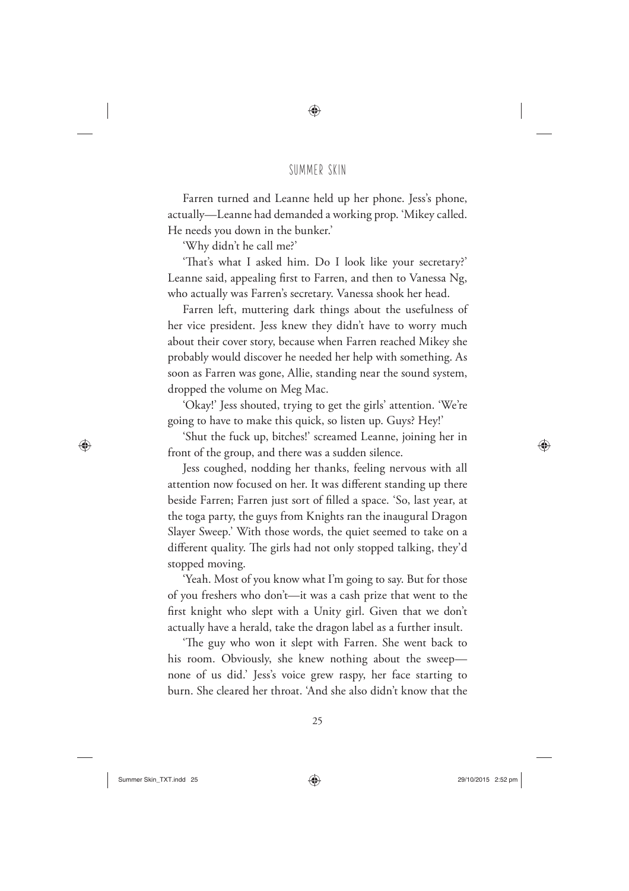Farren turned and Leanne held up her phone. Jess's phone, actually—Leanne had demanded a working prop. 'Mikey called. He needs you down in the bunker.'

'Why didn't he call me?'

'That's what I asked him. Do I look like your secretary?' Leanne said, appealing first to Farren, and then to Vanessa Ng, who actually was Farren's secretary. Vanessa shook her head.

Farren left, muttering dark things about the usefulness of her vice president. Jess knew they didn't have to worry much about their cover story, because when Farren reached Mikey she probably would discover he needed her help with something. As soon as Farren was gone, Allie, standing near the sound system, dropped the volume on Meg Mac.

'Okay!' Jess shouted, trying to get the girls' attention. 'We're going to have to make this quick, so listen up. Guys? Hey!'

'Shut the fuck up, bitches!' screamed Leanne, joining her in front of the group, and there was a sudden silence.

Jess coughed, nodding her thanks, feeling nervous with all attention now focused on her. It was different standing up there beside Farren; Farren just sort of filled a space. 'So, last year, at the toga party, the guys from Knights ran the inaugural Dragon Slayer Sweep.' With those words, the quiet seemed to take on a different quality. The girls had not only stopped talking, they'd stopped moving.

'Yeah. Most of you know what I'm going to say. But for those of you freshers who don't—it was a cash prize that went to the first knight who slept with a Unity girl. Given that we don't actually have a herald, take the dragon label as a further insult.

'The guy who won it slept with Farren. She went back to his room. Obviously, she knew nothing about the sweep—none of us did.' Jess's voice grew raspy, her face starting to burn. She cleared her throat. 'And she also didn't know that the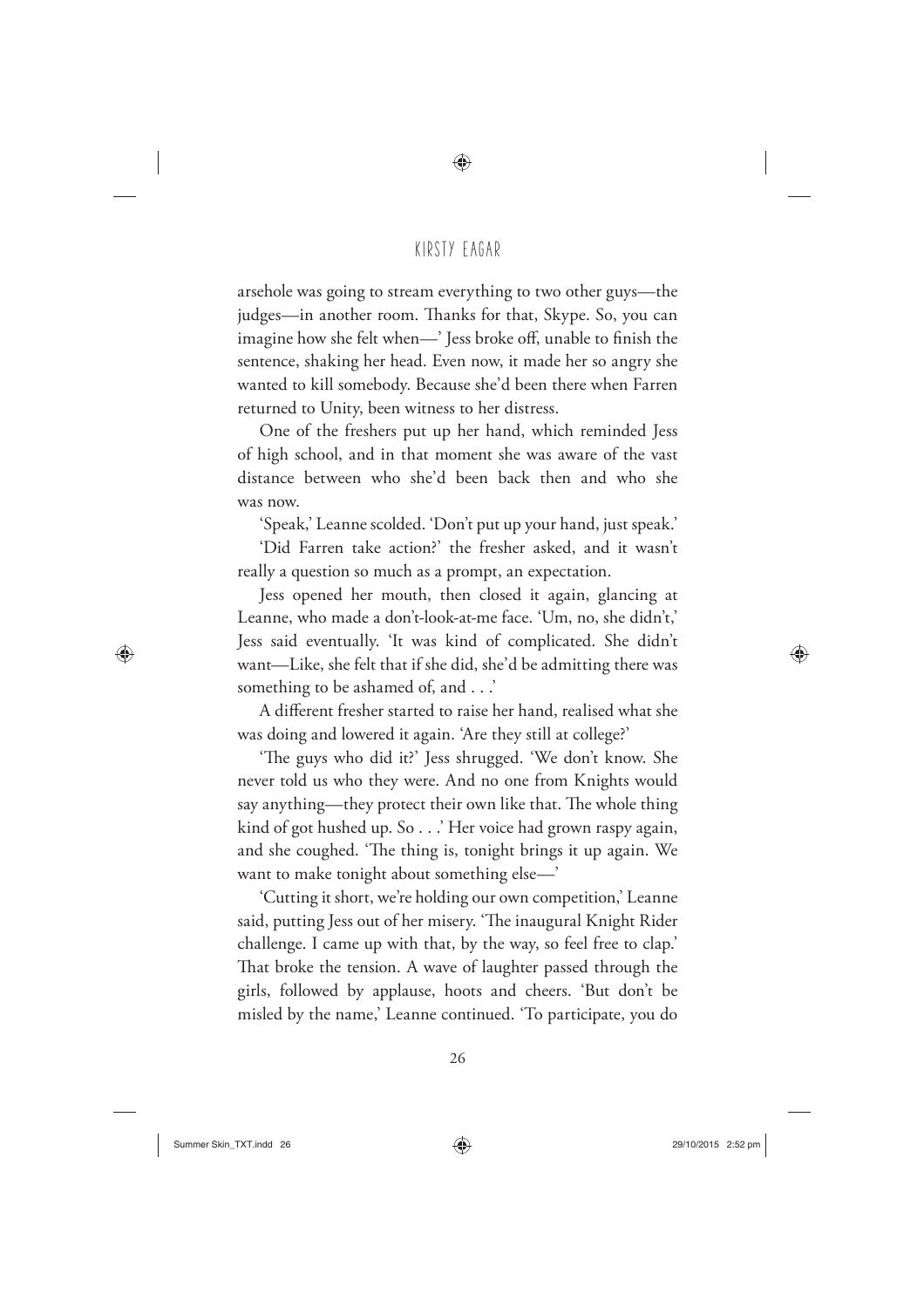arsehole was going to stream everything to two other guys—the judges—in another room. Thanks for that, Skype. So, you can imagine how she felt when—' Jess broke off, unable to finish the sentence, shaking her head. Even now, it made her so angry she wanted to kill somebody. Because she'd been there when Farren returned to Unity, been witness to her distress.

One of the freshers put up her hand, which reminded Jess of high school, and in that moment she was aware of the vast distance between who she'd been back then and who she was now.

'Speak,' Leanne scolded. 'Don't put up your hand, just speak.'

'Did Farren take action?' the fresher asked, and it wasn't really a question so much as a prompt, an expectation.

Jess opened her mouth, then closed it again, glancing at Leanne, who made a don't-look-at-me face. 'Um, no, she didn't,' Jess said eventually. 'It was kind of complicated. She didn't want—Like, she felt that if she did, she'd be admitting there was something to be ashamed of, and . . .'

A different fresher started to raise her hand, realised what she was doing and lowered it again. 'Are they still at college?'

'The guys who did it?' Jess shrugged. 'We don't know. She never told us who they were. And no one from Knights would say anything—they protect their own like that. The whole thing kind of got hushed up. So . . .' Her voice had grown raspy again, and she coughed. 'The thing is, tonight brings it up again. We want to make tonight about something else—'

'Cutting it short, we're holding our own competition,' Leanne said, putting Jess out of her misery. 'The inaugural Knight Rider challenge. I came up with that, by the way, so feel free to clap.' That broke the tension. A wave of laughter passed through the girls, followed by applause, hoots and cheers. 'But don't be misled by the name,' Leanne continued. 'To participate, you do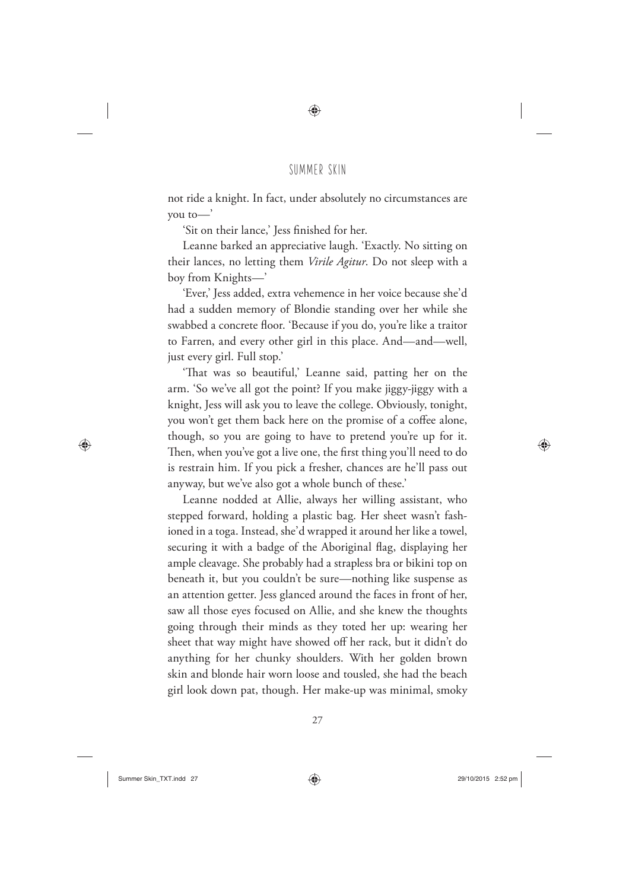not ride a knight. In fact, under absolutely no circumstances are you to—'

'Sit on their lance,' Jess finished for her.

Leanne barked an appreciative laugh. 'Exactly. No sitting on their lances, no letting them *Virile Agitur*. Do not sleep with a boy from Knights—'

'Ever,' Jess added, extra vehemence in her voice because she'd had a sudden memory of Blondie standing over her while she swabbed a concrete floor. 'Because if you do, you're like a traitor to Farren, and every other girl in this place. And—and—well, just every girl. Full stop.'

'That was so beautiful,' Leanne said, patting her on the arm. 'So we've all got the point? If you make jiggy-jiggy with a knight, Jess will ask you to leave the college. Obviously, tonight, you won't get them back here on the promise of a coffee alone, though, so you are going to have to pretend you're up for it. Then, when you've got a live one, the first thing you'll need to do is restrain him. If you pick a fresher, chances are he'll pass out anyway, but we've also got a whole bunch of these.'

Leanne nodded at Allie, always her willing assistant, who stepped forward, holding a plastic bag. Her sheet wasn't fashioned in a toga. Instead, she'd wrapped it around her like a towel, securing it with a badge of the Aboriginal flag, displaying her ample cleavage. She probably had a strapless bra or bikini top on beneath it, but you couldn't be sure—nothing like suspense as an attention getter. Jess glanced around the faces in front of her, saw all those eyes focused on Allie, and she knew the thoughts going through their minds as they toted her up: wearing her sheet that way might have showed off her rack, but it didn't do anything for her chunky shoulders. With her golden brown skin and blonde hair worn loose and tousled, she had the beach girl look down pat, though. Her make-up was minimal, smoky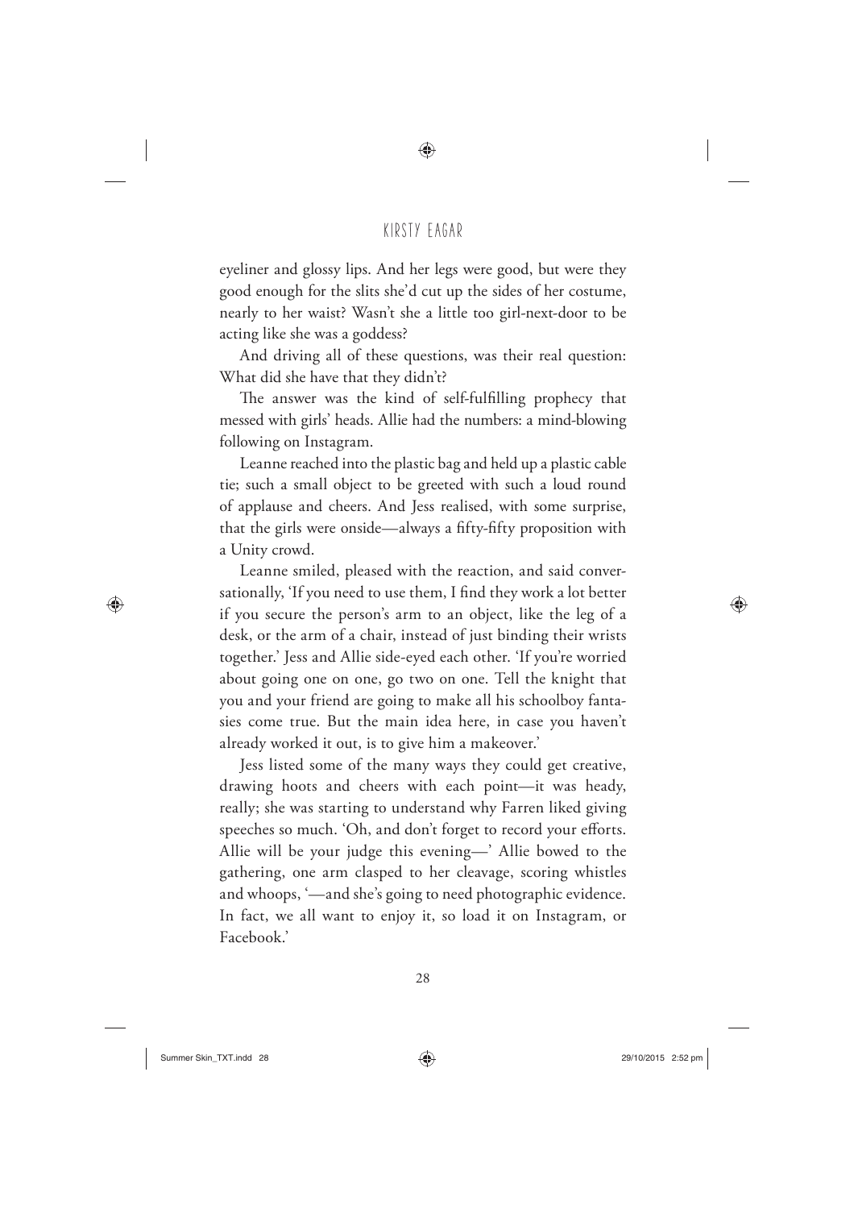eyeliner and glossy lips. And her legs were good, but were they good enough for the slits she'd cut up the sides of her costume, nearly to her waist? Wasn't she a little too girl-next-door to be acting like she was a goddess?

And driving all of these questions, was their real question: What did she have that they didn't?

The answer was the kind of self-fulfilling prophecy that messed with girls' heads. Allie had the numbers: a mind-blowing following on Instagram.

Leanne reached into the plastic bag and held up a plastic cable tie; such a small object to be greeted with such a loud round of applause and cheers. And Jess realised, with some surprise, that the girls were onside—always a fifty-fifty proposition with a Unity crowd.

Leanne smiled, pleased with the reaction, and said conversationally, 'If you need to use them, I find they work a lot better if you secure the person's arm to an object, like the leg of a desk, or the arm of a chair, instead of just binding their wrists together.' Jess and Allie side-eyed each other. 'If you're worried about going one on one, go two on one. Tell the knight that you and your friend are going to make all his schoolboy fantasies come true. But the main idea here, in case you haven't already worked it out, is to give him a makeover.'

Jess listed some of the many ways they could get creative, drawing hoots and cheers with each point—it was heady, really; she was starting to understand why Farren liked giving speeches so much. 'Oh, and don't forget to record your efforts. Allie will be your judge this evening—' Allie bowed to the gathering, one arm clasped to her cleavage, scoring whistles and whoops, '—and she's going to need photographic evidence. In fact, we all want to enjoy it, so load it on Instagram, or Facebook.'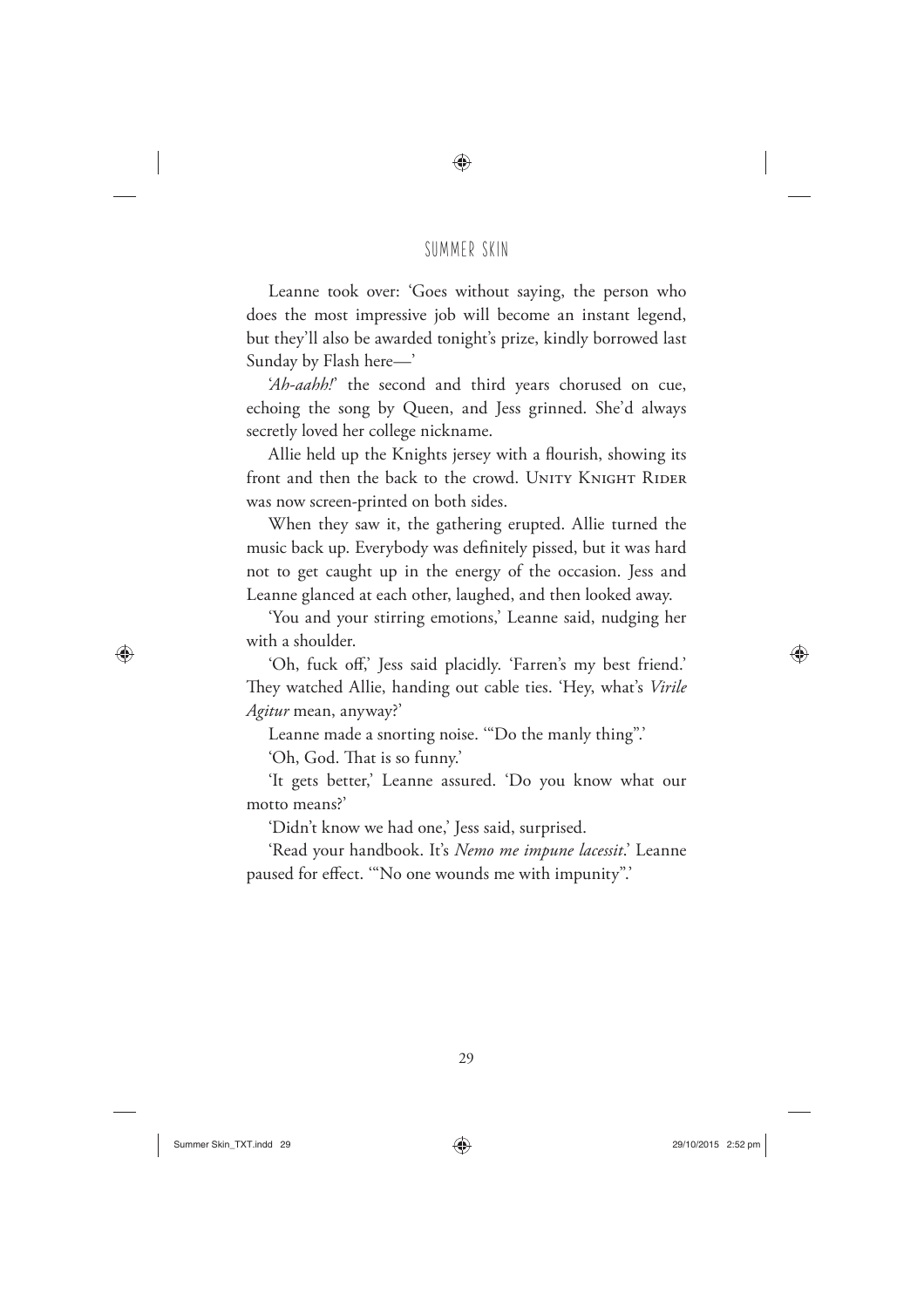Leanne took over: 'Goes without saying, the person who does the most impressive job will become an instant legend, but they'll also be awarded tonight's prize, kindly borrowed last Sunday by Flash here—'

'*Ah-aahh!*' the second and third years chorused on cue, echoing the song by Queen, and Jess grinned. She'd always secretly loved her college nickname.

Allie held up the Knights jersey with a flourish, showing its front and then the back to the crowd. UNITY KNIGHT RIDER was now screen-printed on both sides.

When they saw it, the gathering erupted. Allie turned the music back up. Everybody was definitely pissed, but it was hard not to get caught up in the energy of the occasion. Jess and Leanne glanced at each other, laughed, and then looked away.

'You and your stirring emotions,' Leanne said, nudging her with a shoulder.

'Oh, fuck off,' Jess said placidly. 'Farren's my best friend.' They watched Allie, handing out cable ties. 'Hey, what's *Virile Agitur* mean, anyway?'

Leanne made a snorting noise. '"Do the manly thing".'

'Oh, God. That is so funny.'

'It gets better,' Leanne assured. 'Do you know what our motto means?'

'Didn't know we had one,' Jess said, surprised.

'Read your handbook. It's *Nemo me impune lacessit*.' Leanne paused for effect. '"No one wounds me with impunity".'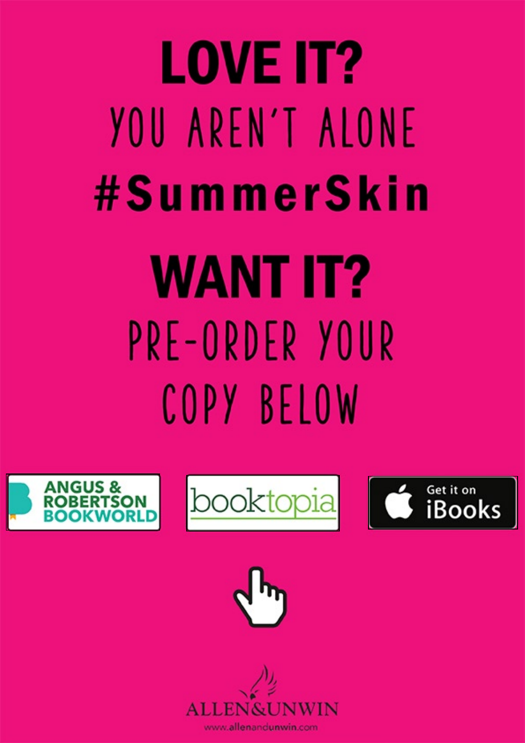# LOVE IT?

YOU AREN'T ALONE

**#SummerSkin**

# WANT IT?

PRE-ORDER YOUR COPY BELOW

ANGUS & ROBERTSON BOOKWORLD

booktopia

Get it on iBooks

ALLEN&UNWIN

www.allenandunwin.com